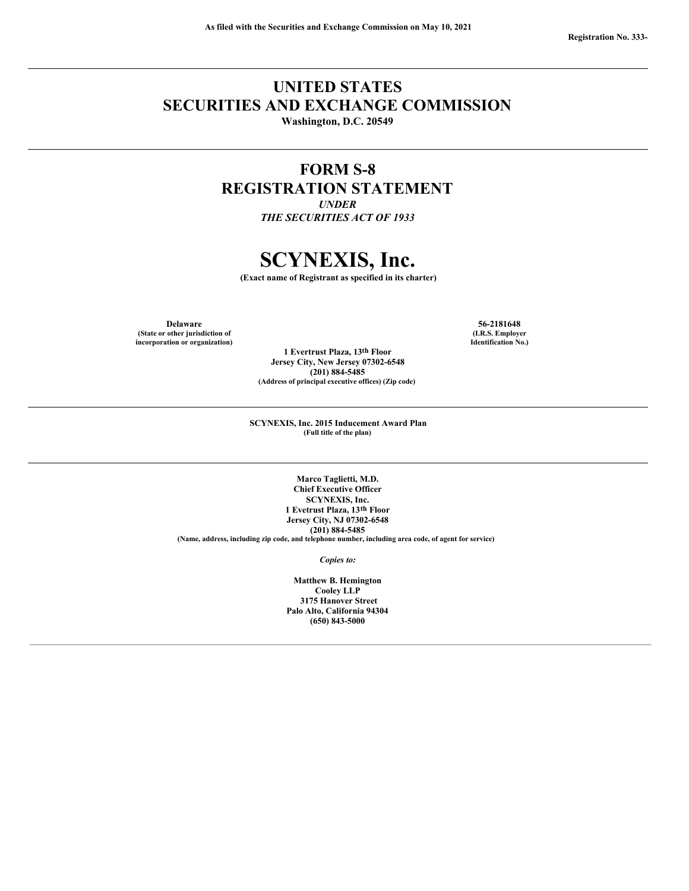As filed with the Securities and Exchange Commission on May 10, 2021

Registration No. 333-

# UNITED STATES
# SECURITIES AND EXCHANGE COMMISSION

**Washington, D.C. 20549**

# FORM S-8
# REGISTRATION STATEMENT

***UNDER***
***THE SECURITIES ACT OF 1933***

# SCYNEXIS, Inc.

**(Exact name of Registrant as specified in its charter)**

| | | |
|---|---|---|
| **Delaware**<br>**(State or other jurisdiction of incorporation or organization)** | | **56-2181648**<br>**(I.R.S. Employer Identification No.)** |

**1 Evertrust Plaza, 13th Floor**
**Jersey City, New Jersey 07302-6548**
**(201) 884-5485**
**(Address of principal executive offices) (Zip code)**

**SCYNEXIS, Inc. 2015 Inducement Award Plan**
**(Full title of the plan)**

**Marco Taglietti, M.D.**
**Chief Executive Officer**
**SCYNEXIS, Inc.**
**1 Evetrust Plaza, 13th Floor**
**Jersey City, NJ 07302-6548**
**(201) 884-5485**
**(Name, address, including zip code, and telephone number, including area code, of agent for service)**

*Copies to:*

**Matthew B. Hemington**
**Cooley LLP**
**3175 Hanover Street**
**Palo Alto, California 94304**
**(650) 843-5000**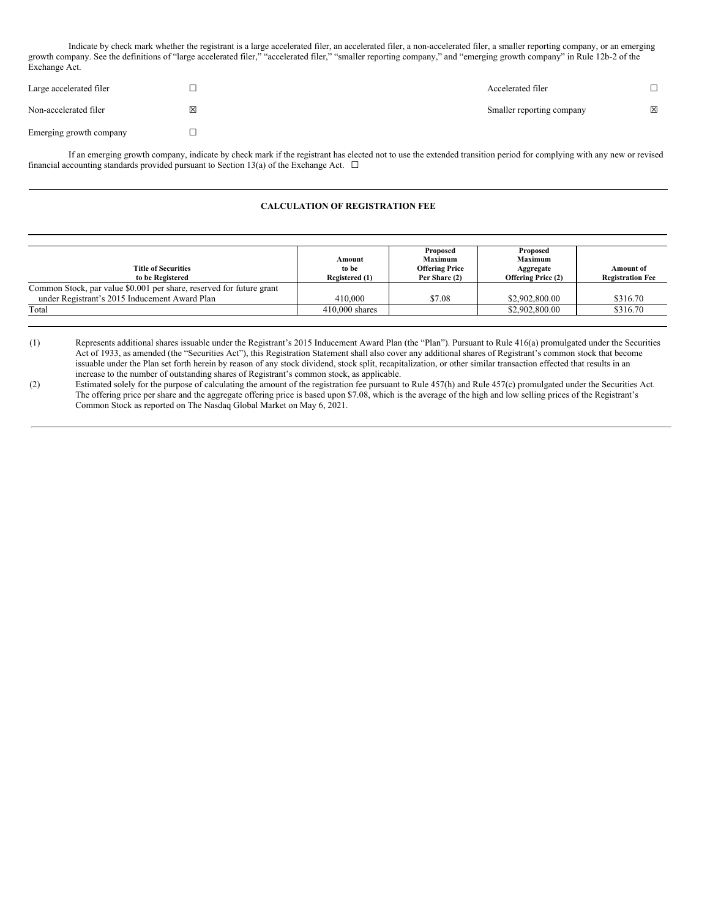Indicate by check mark whether the registrant is a large accelerated filer, an accelerated filer, a non-accelerated filer, a smaller reporting company, or an emerging growth company. See the definitions of "large accelerated filer," "accelerated filer," "smaller reporting company," and "emerging growth company" in Rule 12b-2 of the Exchange Act.

| | | | |
|---|---|---|---|
| Large accelerated filer | ☐ | Accelerated filer | ☐ |
| Non-accelerated filer | ☒ | Smaller reporting company | ☒ |
| Emerging growth company | ☐ | | |

If an emerging growth company, indicate by check mark if the registrant has elected not to use the extended transition period for complying with any new or revised financial accounting standards provided pursuant to Section 13(a) of the Exchange Act. ☐

**CALCULATION OF REGISTRATION FEE**

| Title of Securities to be Registered | Amount to be Registered (1) | Proposed Maximum Offering Price Per Share (2) | Proposed Maximum Aggregate Offering Price (2) | Amount of Registration Fee |
|---|---|---|---|---|
| Common Stock, par value $0.001 per share, reserved for future grant under Registrant's 2015 Inducement Award Plan | 410,000 | $7.08 | $2,902,800.00 | $316.70 |
| Total | 410,000 shares | | $2,902,800.00 | $316.70 |

(1) Represents additional shares issuable under the Registrant's 2015 Inducement Award Plan (the "Plan"). Pursuant to Rule 416(a) promulgated under the Securities Act of 1933, as amended (the "Securities Act"), this Registration Statement shall also cover any additional shares of Registrant's common stock that become issuable under the Plan set forth herein by reason of any stock dividend, stock split, recapitalization, or other similar transaction effected that results in an increase to the number of outstanding shares of Registrant's common stock, as applicable.

(2) Estimated solely for the purpose of calculating the amount of the registration fee pursuant to Rule 457(h) and Rule 457(c) promulgated under the Securities Act. The offering price per share and the aggregate offering price is based upon $7.08, which is the average of the high and low selling prices of the Registrant's Common Stock as reported on The Nasdaq Global Market on May 6, 2021.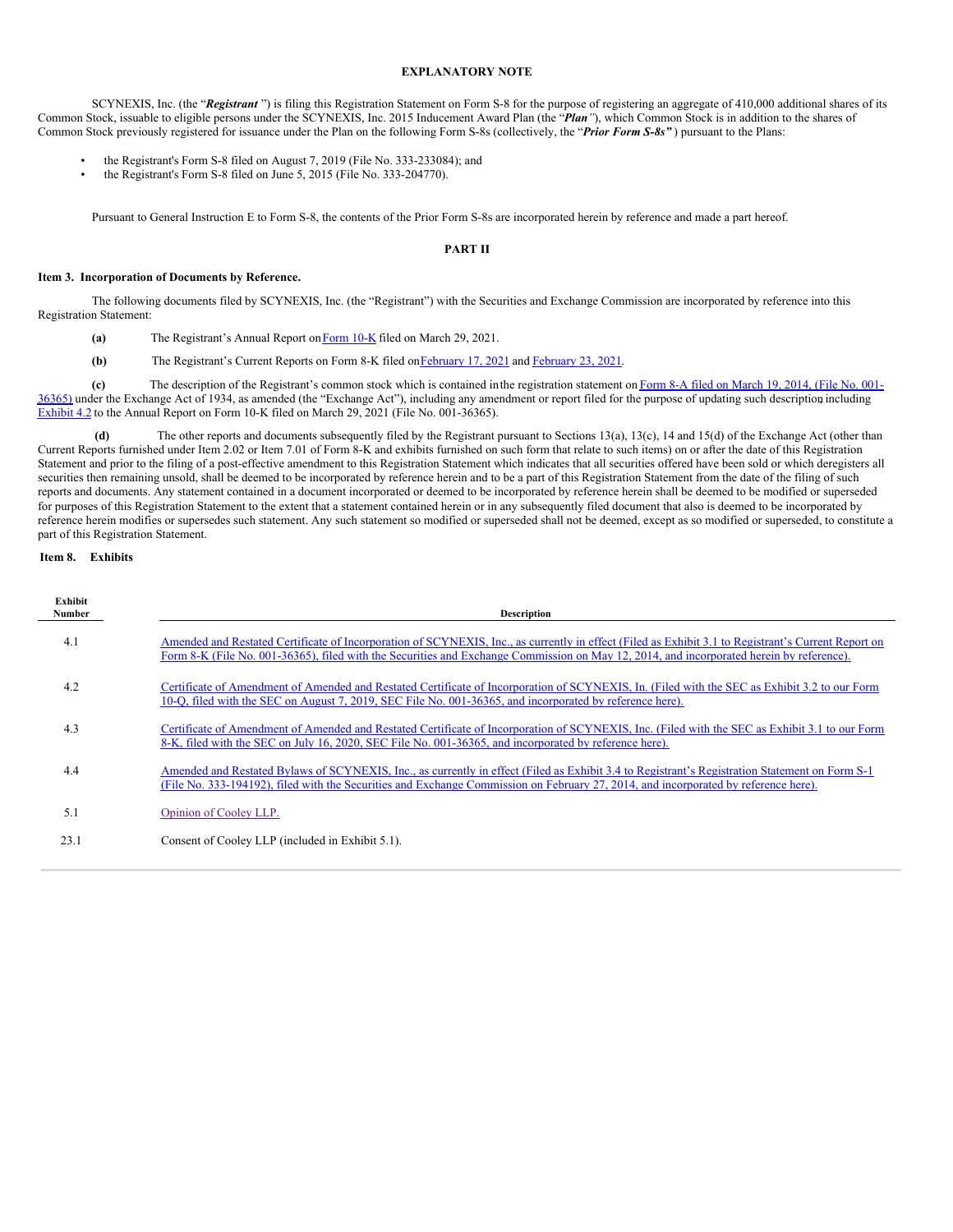## EXPLANATORY NOTE

SCYNEXIS, Inc. (the "***Registrant*** ") is filing this Registration Statement on Form S-8 for the purpose of registering an aggregate of 410,000 additional shares of its Common Stock, issuable to eligible persons under the SCYNEXIS, Inc. 2015 Inducement Award Plan (the "***Plan***"), which Common Stock is in addition to the shares of Common Stock previously registered for issuance under the Plan on the following Form S-8s (collectively, the "***Prior Form S-8s"*** ) pursuant to the Plans:

- the Registrant's Form S-8 filed on August 7, 2019 (File No. 333-233084); and
- the Registrant's Form S-8 filed on June 5, 2015 (File No. 333-204770).

Pursuant to General Instruction E to Form S-8, the contents of the Prior Form S-8s are incorporated herein by reference and made a part hereof.

## PART II

### Item 3. Incorporation of Documents by Reference.

The following documents filed by SCYNEXIS, Inc. (the "Registrant") with the Securities and Exchange Commission are incorporated by reference into this Registration Statement:

**(a)** The Registrant's Annual Report on Form 10-K filed on March 29, 2021.

**(b)** The Registrant's Current Reports on Form 8-K filed on February 17, 2021 and February 23, 2021.

**(c)** The description of the Registrant's common stock which is contained in the registration statement on Form 8-A filed on March 19, 2014, (File No. 001-36365) under the Exchange Act of 1934, as amended (the "Exchange Act"), including any amendment or report filed for the purpose of updating such description, including Exhibit 4.2 to the Annual Report on Form 10-K filed on March 29, 2021 (File No. 001-36365).

**(d)** The other reports and documents subsequently filed by the Registrant pursuant to Sections 13(a), 13(c), 14 and 15(d) of the Exchange Act (other than Current Reports furnished under Item 2.02 or Item 7.01 of Form 8-K and exhibits furnished on such form that relate to such items) on or after the date of this Registration Statement and prior to the filing of a post-effective amendment to this Registration Statement which indicates that all securities offered have been sold or which deregisters all securities then remaining unsold, shall be deemed to be incorporated by reference herein and to be a part of this Registration Statement from the date of the filing of such reports and documents. Any statement contained in a document incorporated or deemed to be incorporated by reference herein shall be deemed to be modified or superseded for purposes of this Registration Statement to the extent that a statement contained herein or in any subsequently filed document that also is deemed to be incorporated by reference herein modifies or supersedes such statement. Any such statement so modified or superseded shall not be deemed, except as so modified or superseded, to constitute a part of this Registration Statement.

### Item 8. Exhibits

| Exhibit Number | Description |
| --- | --- |
| 4.1 | Amended and Restated Certificate of Incorporation of SCYNEXIS, Inc., as currently in effect (Filed as Exhibit 3.1 to Registrant's Current Report on Form 8-K (File No. 001-36365), filed with the Securities and Exchange Commission on May 12, 2014, and incorporated herein by reference). |
| 4.2 | Certificate of Amendment of Amended and Restated Certificate of Incorporation of SCYNEXIS, In. (Filed with the SEC as Exhibit 3.2 to our Form 10-Q, filed with the SEC on August 7, 2019, SEC File No. 001-36365, and incorporated by reference here). |
| 4.3 | Certificate of Amendment of Amended and Restated Certificate of Incorporation of SCYNEXIS, Inc. (Filed with the SEC as Exhibit 3.1 to our Form 8-K, filed with the SEC on July 16, 2020, SEC File No. 001-36365, and incorporated by reference here). |
| 4.4 | Amended and Restated Bylaws of SCYNEXIS, Inc., as currently in effect (Filed as Exhibit 3.4 to Registrant's Registration Statement on Form S-1 (File No. 333-194192), filed with the Securities and Exchange Commission on February 27, 2014, and incorporated by reference here). |
| 5.1 | Opinion of Cooley LLP. |
| 23.1 | Consent of Cooley LLP (included in Exhibit 5.1). |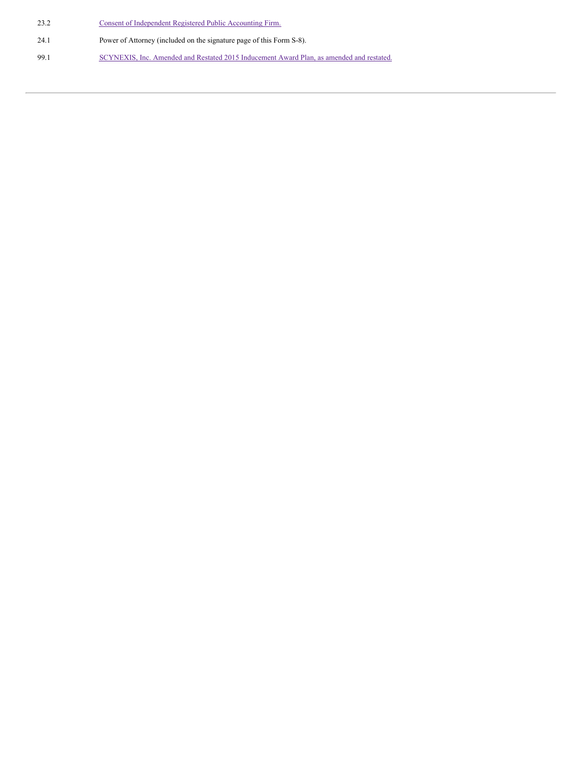| | |
|---|---|
| 23.2 | Consent of Independent Registered Public Accounting Firm. |
| 24.1 | Power of Attorney (included on the signature page of this Form S-8). |
| 99.1 | SCYNEXIS, Inc. Amended and Restated 2015 Inducement Award Plan, as amended and restated. |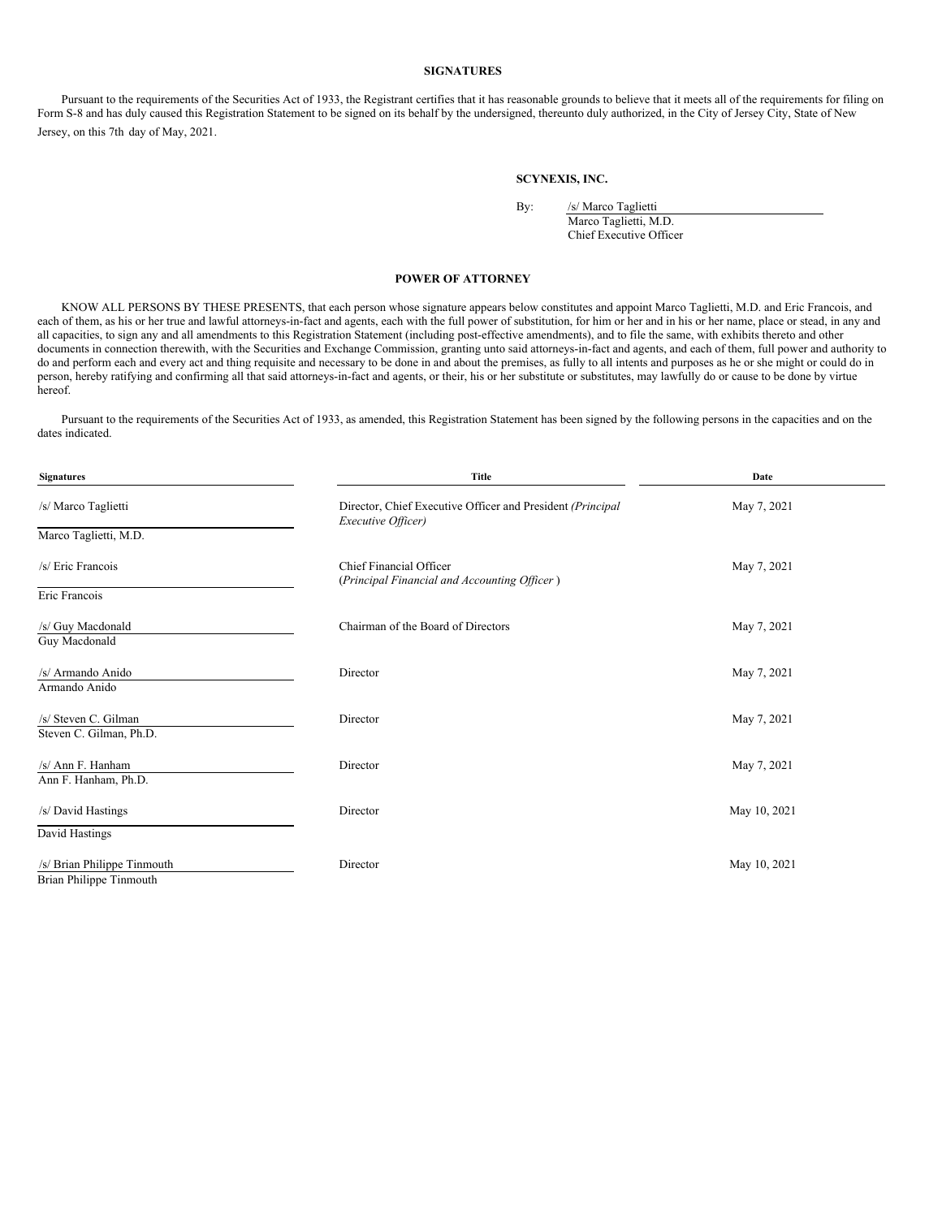**SIGNATURES**

Pursuant to the requirements of the Securities Act of 1933, the Registrant certifies that it has reasonable grounds to believe that it meets all of the requirements for filing on Form S-8 and has duly caused this Registration Statement to be signed on its behalf by the undersigned, thereunto duly authorized, in the City of Jersey City, State of New Jersey, on this 7th day of May, 2021.

**SCYNEXIS, INC.**

By: /s/ Marco Taglietti
Marco Taglietti, M.D.
Chief Executive Officer

**POWER OF ATTORNEY**

KNOW ALL PERSONS BY THESE PRESENTS, that each person whose signature appears below constitutes and appoint Marco Taglietti, M.D. and Eric Francois, and each of them, as his or her true and lawful attorneys-in-fact and agents, each with the full power of substitution, for him or her and in his or her name, place or stead, in any and all capacities, to sign any and all amendments to this Registration Statement (including post-effective amendments), and to file the same, with exhibits thereto and other documents in connection therewith, with the Securities and Exchange Commission, granting unto said attorneys-in-fact and agents, and each of them, full power and authority to do and perform each and every act and thing requisite and necessary to be done in and about the premises, as fully to all intents and purposes as he or she might or could do in person, hereby ratifying and confirming all that said attorneys-in-fact and agents, or their, his or her substitute or substitutes, may lawfully do or cause to be done by virtue hereof.

Pursuant to the requirements of the Securities Act of 1933, as amended, this Registration Statement has been signed by the following persons in the capacities and on the dates indicated.

| Signatures | Title | Date |
|---|---|---|
| /s/ Marco Taglietti<br>Marco Taglietti, M.D. | Director, Chief Executive Officer and President *(Principal Executive Officer)* | May 7, 2021 |
| /s/ Eric Francois<br>Eric Francois | Chief Financial Officer<br>(*Principal Financial and Accounting Officer* ) | May 7, 2021 |
| /s/ Guy Macdonald<br>Guy Macdonald | Chairman of the Board of Directors | May 7, 2021 |
| /s/ Armando Anido<br>Armando Anido | Director | May 7, 2021 |
| /s/ Steven C. Gilman<br>Steven C. Gilman, Ph.D. | Director | May 7, 2021 |
| /s/ Ann F. Hanham<br>Ann F. Hanham, Ph.D. | Director | May 7, 2021 |
| /s/ David Hastings<br>David Hastings | Director | May 10, 2021 |
| /s/ Brian Philippe Tinmouth<br>Brian Philippe Tinmouth | Director | May 10, 2021 |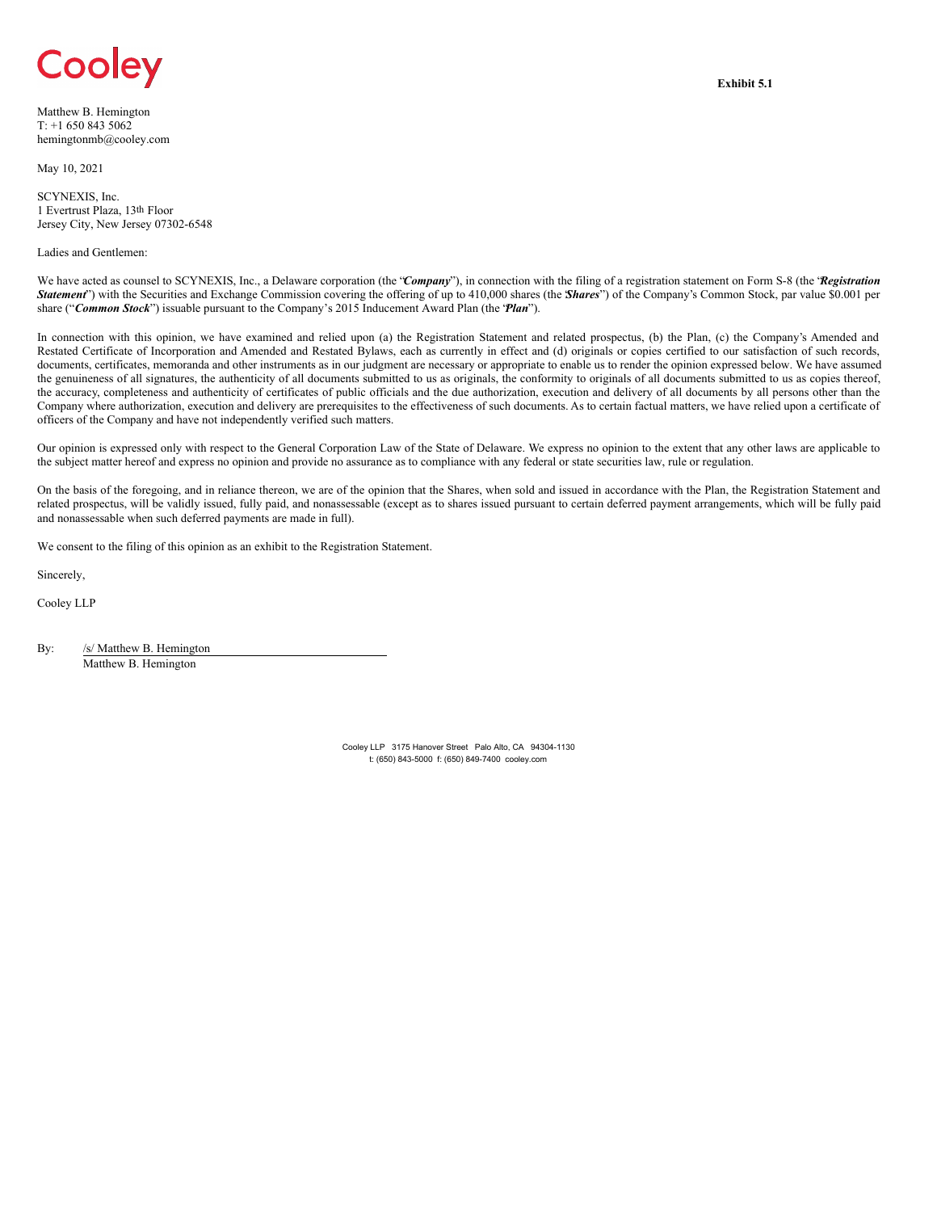Cooley

**Exhibit 5.1**

Matthew B. Hemington
T: +1 650 843 5062
hemingtonmb@cooley.com

May 10, 2021

SCYNEXIS, Inc.
1 Evertrust Plaza, 13th Floor
Jersey City, New Jersey 07302-6548

Ladies and Gentlemen:

We have acted as counsel to SCYNEXIS, Inc., a Delaware corporation (the "***Company***"), in connection with the filing of a registration statement on Form S-8 (the "***Registration Statement***") with the Securities and Exchange Commission covering the offering of up to 410,000 shares (the "***Shares***") of the Company's Common Stock, par value $0.001 per share ("***Common Stock***") issuable pursuant to the Company's 2015 Inducement Award Plan (the "***Plan***").

In connection with this opinion, we have examined and relied upon (a) the Registration Statement and related prospectus, (b) the Plan, (c) the Company's Amended and Restated Certificate of Incorporation and Amended and Restated Bylaws, each as currently in effect and (d) originals or copies certified to our satisfaction of such records, documents, certificates, memoranda and other instruments as in our judgment are necessary or appropriate to enable us to render the opinion expressed below. We have assumed the genuineness of all signatures, the authenticity of all documents submitted to us as originals, the conformity to originals of all documents submitted to us as copies thereof, the accuracy, completeness and authenticity of certificates of public officials and the due authorization, execution and delivery of all documents by all persons other than the Company where authorization, execution and delivery are prerequisites to the effectiveness of such documents. As to certain factual matters, we have relied upon a certificate of officers of the Company and have not independently verified such matters.

Our opinion is expressed only with respect to the General Corporation Law of the State of Delaware. We express no opinion to the extent that any other laws are applicable to the subject matter hereof and express no opinion and provide no assurance as to compliance with any federal or state securities law, rule or regulation.

On the basis of the foregoing, and in reliance thereon, we are of the opinion that the Shares, when sold and issued in accordance with the Plan, the Registration Statement and related prospectus, will be validly issued, fully paid, and nonassessable (except as to shares issued pursuant to certain deferred payment arrangements, which will be fully paid and nonassessable when such deferred payments are made in full).

We consent to the filing of this opinion as an exhibit to the Registration Statement.

Sincerely,

Cooley LLP

By: /s/ Matthew B. Hemington
Matthew B. Hemington

Cooley LLP 3175 Hanover Street Palo Alto, CA 94304-1130
t: (650) 843-5000 f: (650) 849-7400 cooley.com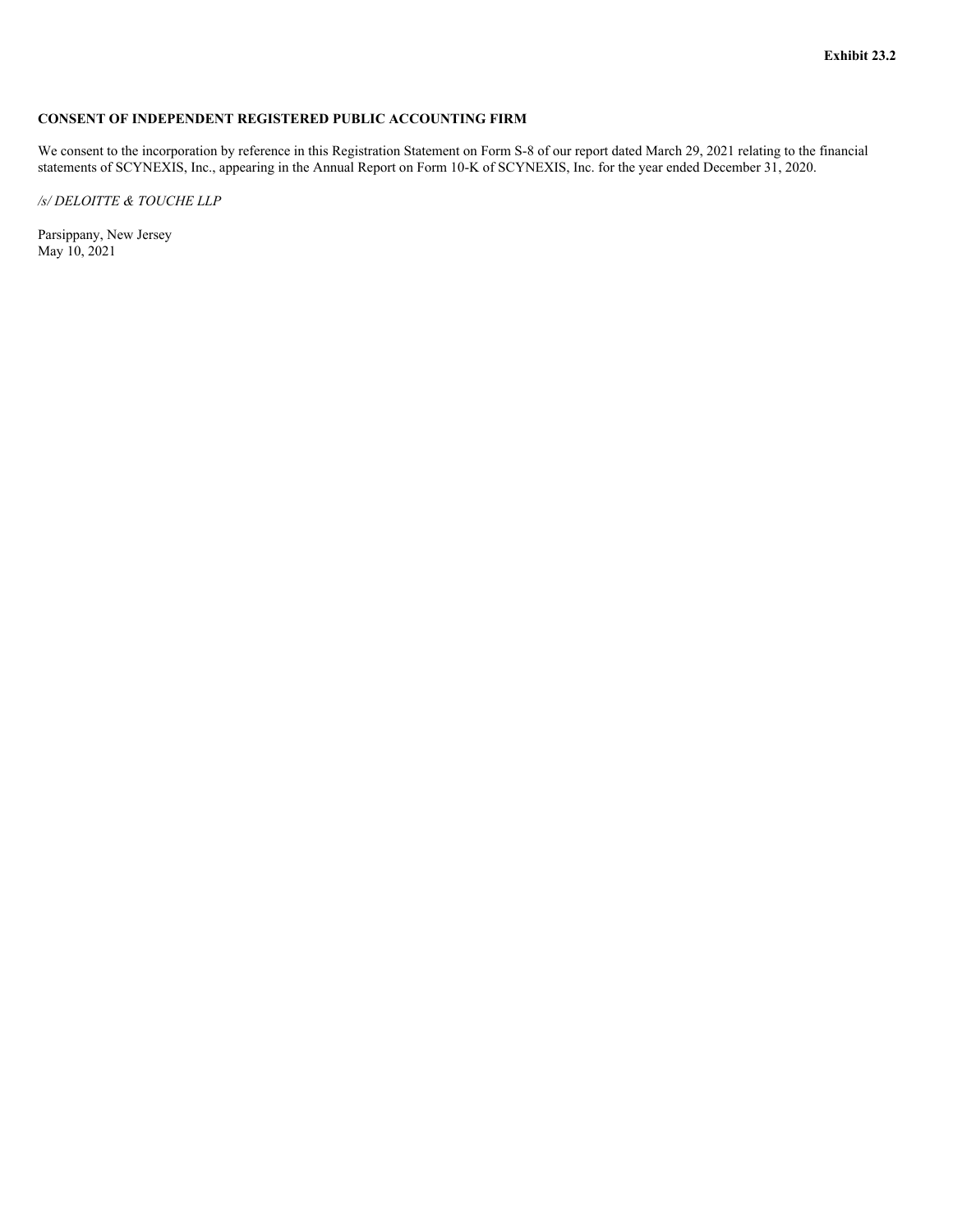**Exhibit 23.2**

**CONSENT OF INDEPENDENT REGISTERED PUBLIC ACCOUNTING FIRM**

We consent to the incorporation by reference in this Registration Statement on Form S-8 of our report dated March 29, 2021 relating to the financial statements of SCYNEXIS, Inc., appearing in the Annual Report on Form 10-K of SCYNEXIS, Inc. for the year ended December 31, 2020.

*/s/ DELOITTE & TOUCHE LLP*

Parsippany, New Jersey
May 10, 2021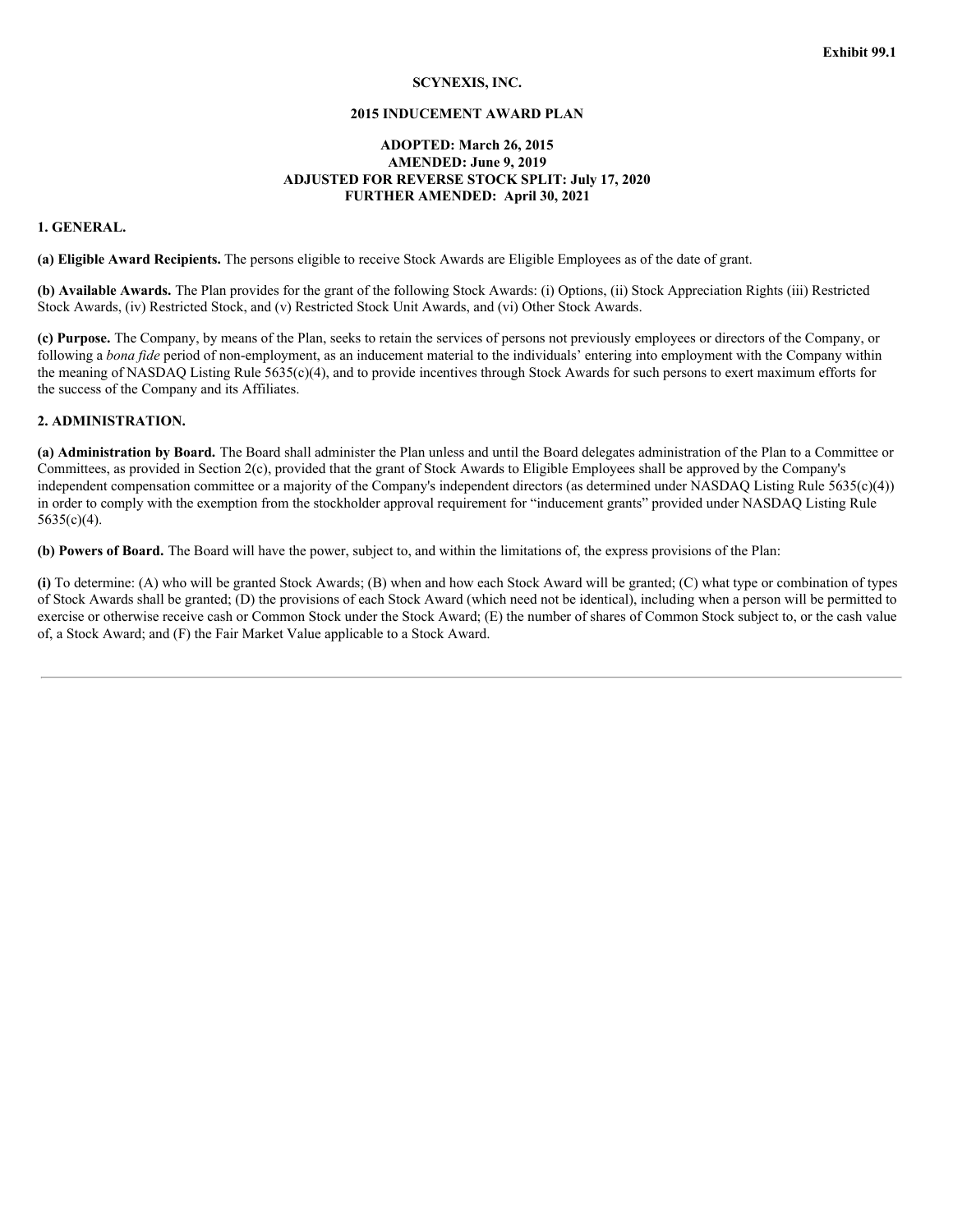**Exhibit 99.1**

**SCYNEXIS, INC.**

**2015 INDUCEMENT AWARD PLAN**

**ADOPTED: March 26, 2015**
**AMENDED: June 9, 2019**
**ADJUSTED FOR REVERSE STOCK SPLIT: July 17, 2020**
**FURTHER AMENDED: April 30, 2021**

## 1. GENERAL.

**(a) Eligible Award Recipients.** The persons eligible to receive Stock Awards are Eligible Employees as of the date of grant.

**(b) Available Awards.** The Plan provides for the grant of the following Stock Awards: (i) Options, (ii) Stock Appreciation Rights (iii) Restricted Stock Awards, (iv) Restricted Stock, and (v) Restricted Stock Unit Awards, and (vi) Other Stock Awards.

**(c) Purpose.** The Company, by means of the Plan, seeks to retain the services of persons not previously employees or directors of the Company, or following a *bona fide* period of non-employment, as an inducement material to the individuals' entering into employment with the Company within the meaning of NASDAQ Listing Rule 5635(c)(4), and to provide incentives through Stock Awards for such persons to exert maximum efforts for the success of the Company and its Affiliates.

## 2. ADMINISTRATION.

**(a) Administration by Board.** The Board shall administer the Plan unless and until the Board delegates administration of the Plan to a Committee or Committees, as provided in Section 2(c), provided that the grant of Stock Awards to Eligible Employees shall be approved by the Company's independent compensation committee or a majority of the Company's independent directors (as determined under NASDAQ Listing Rule 5635(c)(4)) in order to comply with the exemption from the stockholder approval requirement for "inducement grants" provided under NASDAQ Listing Rule 5635(c)(4).

**(b) Powers of Board.** The Board will have the power, subject to, and within the limitations of, the express provisions of the Plan:

**(i)** To determine: (A) who will be granted Stock Awards; (B) when and how each Stock Award will be granted; (C) what type or combination of types of Stock Awards shall be granted; (D) the provisions of each Stock Award (which need not be identical), including when a person will be permitted to exercise or otherwise receive cash or Common Stock under the Stock Award; (E) the number of shares of Common Stock subject to, or the cash value of, a Stock Award; and (F) the Fair Market Value applicable to a Stock Award.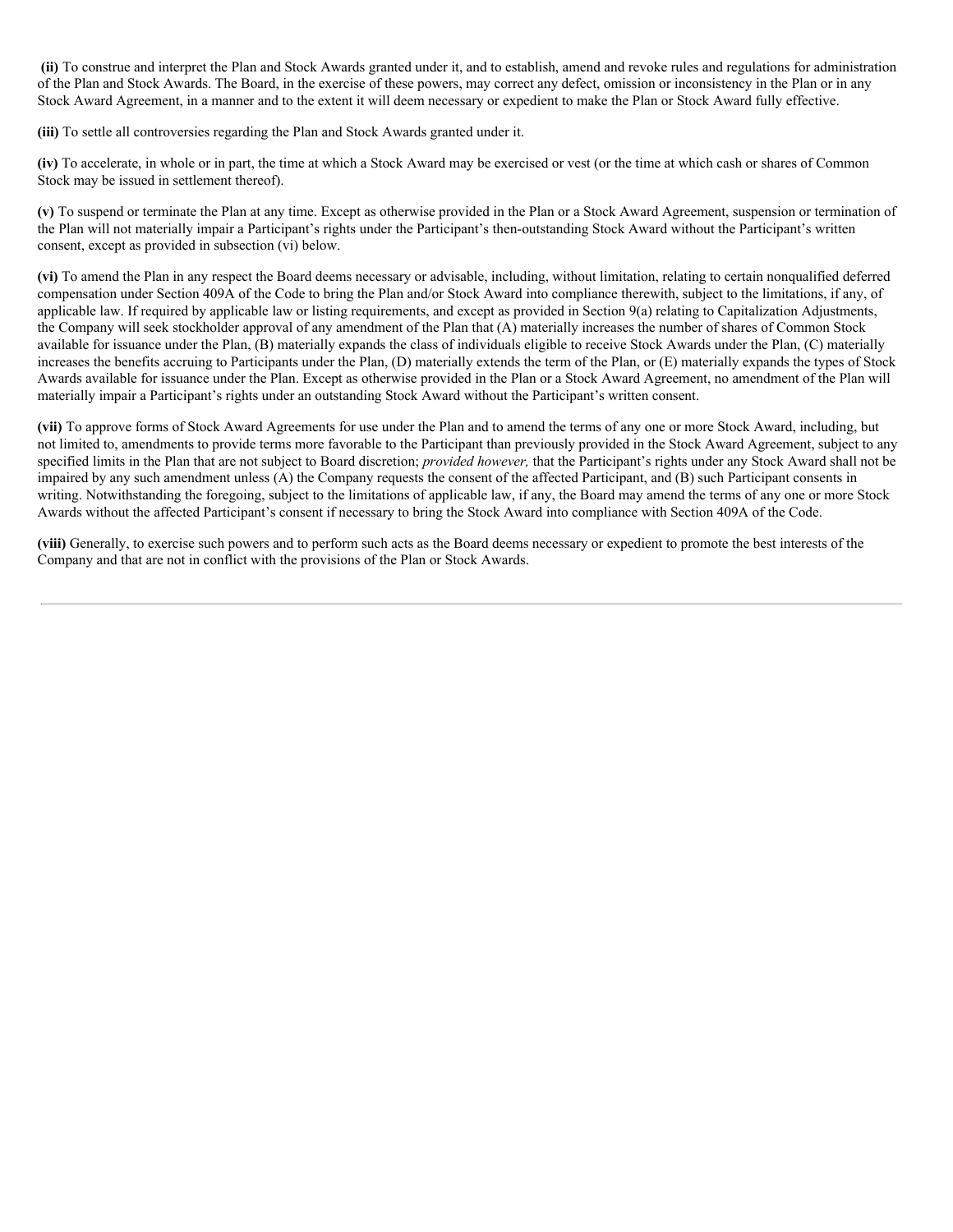**(ii)** To construe and interpret the Plan and Stock Awards granted under it, and to establish, amend and revoke rules and regulations for administration of the Plan and Stock Awards. The Board, in the exercise of these powers, may correct any defect, omission or inconsistency in the Plan or in any Stock Award Agreement, in a manner and to the extent it will deem necessary or expedient to make the Plan or Stock Award fully effective.

**(iii)** To settle all controversies regarding the Plan and Stock Awards granted under it.

**(iv)** To accelerate, in whole or in part, the time at which a Stock Award may be exercised or vest (or the time at which cash or shares of Common Stock may be issued in settlement thereof).

**(v)** To suspend or terminate the Plan at any time. Except as otherwise provided in the Plan or a Stock Award Agreement, suspension or termination of the Plan will not materially impair a Participant's rights under the Participant's then-outstanding Stock Award without the Participant's written consent, except as provided in subsection (vi) below.

**(vi)** To amend the Plan in any respect the Board deems necessary or advisable, including, without limitation, relating to certain nonqualified deferred compensation under Section 409A of the Code to bring the Plan and/or Stock Award into compliance therewith, subject to the limitations, if any, of applicable law. If required by applicable law or listing requirements, and except as provided in Section 9(a) relating to Capitalization Adjustments, the Company will seek stockholder approval of any amendment of the Plan that (A) materially increases the number of shares of Common Stock available for issuance under the Plan, (B) materially expands the class of individuals eligible to receive Stock Awards under the Plan, (C) materially increases the benefits accruing to Participants under the Plan, (D) materially extends the term of the Plan, or (E) materially expands the types of Stock Awards available for issuance under the Plan. Except as otherwise provided in the Plan or a Stock Award Agreement, no amendment of the Plan will materially impair a Participant's rights under an outstanding Stock Award without the Participant's written consent.

**(vii)** To approve forms of Stock Award Agreements for use under the Plan and to amend the terms of any one or more Stock Award, including, but not limited to, amendments to provide terms more favorable to the Participant than previously provided in the Stock Award Agreement, subject to any specified limits in the Plan that are not subject to Board discretion; *provided however,* that the Participant's rights under any Stock Award shall not be impaired by any such amendment unless (A) the Company requests the consent of the affected Participant, and (B) such Participant consents in writing. Notwithstanding the foregoing, subject to the limitations of applicable law, if any, the Board may amend the terms of any one or more Stock Awards without the affected Participant's consent if necessary to bring the Stock Award into compliance with Section 409A of the Code.

**(viii)** Generally, to exercise such powers and to perform such acts as the Board deems necessary or expedient to promote the best interests of the Company and that are not in conflict with the provisions of the Plan or Stock Awards.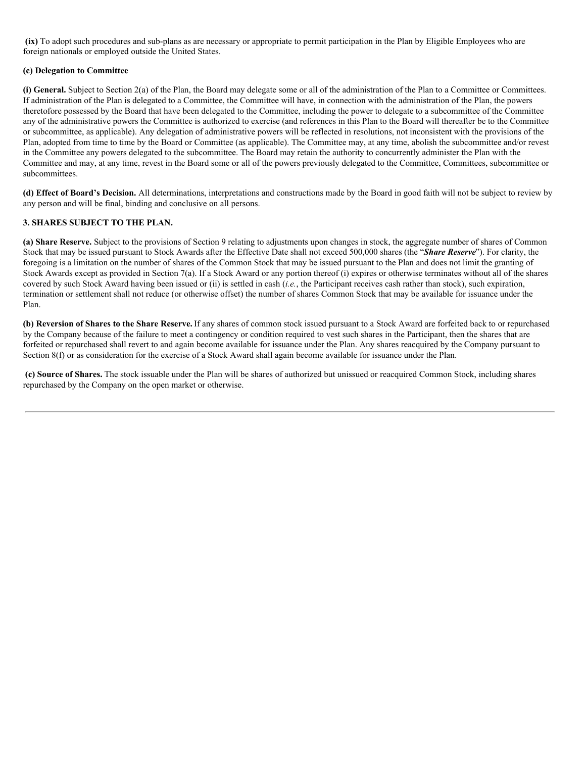**(ix)** To adopt such procedures and sub-plans as are necessary or appropriate to permit participation in the Plan by Eligible Employees who are foreign nationals or employed outside the United States.

**(c) Delegation to Committee**

**(i) General.** Subject to Section 2(a) of the Plan, the Board may delegate some or all of the administration of the Plan to a Committee or Committees. If administration of the Plan is delegated to a Committee, the Committee will have, in connection with the administration of the Plan, the powers theretofore possessed by the Board that have been delegated to the Committee, including the power to delegate to a subcommittee of the Committee any of the administrative powers the Committee is authorized to exercise (and references in this Plan to the Board will thereafter be to the Committee or subcommittee, as applicable). Any delegation of administrative powers will be reflected in resolutions, not inconsistent with the provisions of the Plan, adopted from time to time by the Board or Committee (as applicable). The Committee may, at any time, abolish the subcommittee and/or revest in the Committee any powers delegated to the subcommittee. The Board may retain the authority to concurrently administer the Plan with the Committee and may, at any time, revest in the Board some or all of the powers previously delegated to the Committee, Committees, subcommittee or subcommittees.

**(d) Effect of Board's Decision.** All determinations, interpretations and constructions made by the Board in good faith will not be subject to review by any person and will be final, binding and conclusive on all persons.

**3. SHARES SUBJECT TO THE PLAN.**

**(a) Share Reserve.** Subject to the provisions of Section 9 relating to adjustments upon changes in stock, the aggregate number of shares of Common Stock that may be issued pursuant to Stock Awards after the Effective Date shall not exceed 500,000 shares (the "***Share Reserve***"). For clarity, the foregoing is a limitation on the number of shares of the Common Stock that may be issued pursuant to the Plan and does not limit the granting of Stock Awards except as provided in Section 7(a). If a Stock Award or any portion thereof (i) expires or otherwise terminates without all of the shares covered by such Stock Award having been issued or (ii) is settled in cash (*i.e.*, the Participant receives cash rather than stock), such expiration, termination or settlement shall not reduce (or otherwise offset) the number of shares Common Stock that may be available for issuance under the Plan.

**(b) Reversion of Shares to the Share Reserve.** If any shares of common stock issued pursuant to a Stock Award are forfeited back to or repurchased by the Company because of the failure to meet a contingency or condition required to vest such shares in the Participant, then the shares that are forfeited or repurchased shall revert to and again become available for issuance under the Plan. Any shares reacquired by the Company pursuant to Section 8(f) or as consideration for the exercise of a Stock Award shall again become available for issuance under the Plan.

**(c) Source of Shares.** The stock issuable under the Plan will be shares of authorized but unissued or reacquired Common Stock, including shares repurchased by the Company on the open market or otherwise.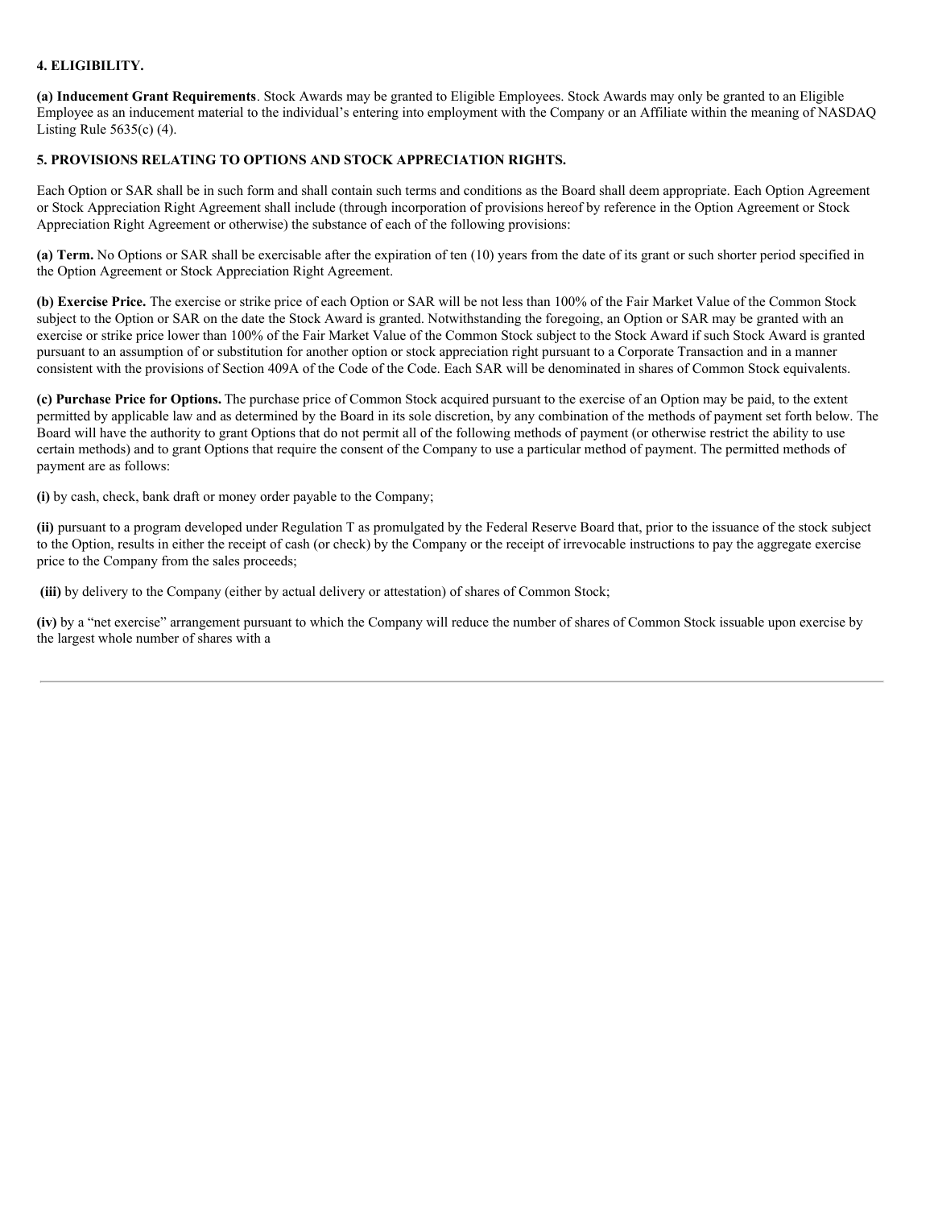**4. ELIGIBILITY.**

**(a) Inducement Grant Requirements**. Stock Awards may be granted to Eligible Employees. Stock Awards may only be granted to an Eligible Employee as an inducement material to the individual's entering into employment with the Company or an Affiliate within the meaning of NASDAQ Listing Rule 5635(c) (4).

**5. PROVISIONS RELATING TO OPTIONS AND STOCK APPRECIATION RIGHTS.**

Each Option or SAR shall be in such form and shall contain such terms and conditions as the Board shall deem appropriate. Each Option Agreement or Stock Appreciation Right Agreement shall include (through incorporation of provisions hereof by reference in the Option Agreement or Stock Appreciation Right Agreement or otherwise) the substance of each of the following provisions:

**(a) Term.** No Options or SAR shall be exercisable after the expiration of ten (10) years from the date of its grant or such shorter period specified in the Option Agreement or Stock Appreciation Right Agreement.

**(b) Exercise Price.** The exercise or strike price of each Option or SAR will be not less than 100% of the Fair Market Value of the Common Stock subject to the Option or SAR on the date the Stock Award is granted. Notwithstanding the foregoing, an Option or SAR may be granted with an exercise or strike price lower than 100% of the Fair Market Value of the Common Stock subject to the Stock Award if such Stock Award is granted pursuant to an assumption of or substitution for another option or stock appreciation right pursuant to a Corporate Transaction and in a manner consistent with the provisions of Section 409A of the Code of the Code. Each SAR will be denominated in shares of Common Stock equivalents.

**(c) Purchase Price for Options.** The purchase price of Common Stock acquired pursuant to the exercise of an Option may be paid, to the extent permitted by applicable law and as determined by the Board in its sole discretion, by any combination of the methods of payment set forth below. The Board will have the authority to grant Options that do not permit all of the following methods of payment (or otherwise restrict the ability to use certain methods) and to grant Options that require the consent of the Company to use a particular method of payment. The permitted methods of payment are as follows:

**(i)** by cash, check, bank draft or money order payable to the Company;

**(ii)** pursuant to a program developed under Regulation T as promulgated by the Federal Reserve Board that, prior to the issuance of the stock subject to the Option, results in either the receipt of cash (or check) by the Company or the receipt of irrevocable instructions to pay the aggregate exercise price to the Company from the sales proceeds;

**(iii)** by delivery to the Company (either by actual delivery or attestation) of shares of Common Stock;

**(iv)** by a "net exercise" arrangement pursuant to which the Company will reduce the number of shares of Common Stock issuable upon exercise by the largest whole number of shares with a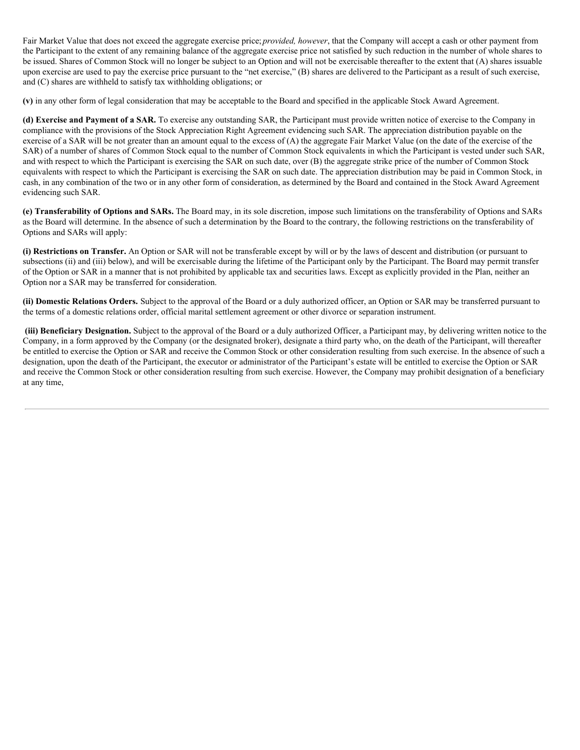Fair Market Value that does not exceed the aggregate exercise price; *provided, however*, that the Company will accept a cash or other payment from the Participant to the extent of any remaining balance of the aggregate exercise price not satisfied by such reduction in the number of whole shares to be issued. Shares of Common Stock will no longer be subject to an Option and will not be exercisable thereafter to the extent that (A) shares issuable upon exercise are used to pay the exercise price pursuant to the "net exercise," (B) shares are delivered to the Participant as a result of such exercise, and (C) shares are withheld to satisfy tax withholding obligations; or

**(v)** in any other form of legal consideration that may be acceptable to the Board and specified in the applicable Stock Award Agreement.

**(d) Exercise and Payment of a SAR.** To exercise any outstanding SAR, the Participant must provide written notice of exercise to the Company in compliance with the provisions of the Stock Appreciation Right Agreement evidencing such SAR. The appreciation distribution payable on the exercise of a SAR will be not greater than an amount equal to the excess of (A) the aggregate Fair Market Value (on the date of the exercise of the SAR) of a number of shares of Common Stock equal to the number of Common Stock equivalents in which the Participant is vested under such SAR, and with respect to which the Participant is exercising the SAR on such date, over (B) the aggregate strike price of the number of Common Stock equivalents with respect to which the Participant is exercising the SAR on such date. The appreciation distribution may be paid in Common Stock, in cash, in any combination of the two or in any other form of consideration, as determined by the Board and contained in the Stock Award Agreement evidencing such SAR.

**(e) Transferability of Options and SARs.** The Board may, in its sole discretion, impose such limitations on the transferability of Options and SARs as the Board will determine. In the absence of such a determination by the Board to the contrary, the following restrictions on the transferability of Options and SARs will apply:

**(i) Restrictions on Transfer.** An Option or SAR will not be transferable except by will or by the laws of descent and distribution (or pursuant to subsections (ii) and (iii) below), and will be exercisable during the lifetime of the Participant only by the Participant. The Board may permit transfer of the Option or SAR in a manner that is not prohibited by applicable tax and securities laws. Except as explicitly provided in the Plan, neither an Option nor a SAR may be transferred for consideration.

**(ii) Domestic Relations Orders.** Subject to the approval of the Board or a duly authorized officer, an Option or SAR may be transferred pursuant to the terms of a domestic relations order, official marital settlement agreement or other divorce or separation instrument.

**(iii) Beneficiary Designation.** Subject to the approval of the Board or a duly authorized Officer, a Participant may, by delivering written notice to the Company, in a form approved by the Company (or the designated broker), designate a third party who, on the death of the Participant, will thereafter be entitled to exercise the Option or SAR and receive the Common Stock or other consideration resulting from such exercise. In the absence of such a designation, upon the death of the Participant, the executor or administrator of the Participant's estate will be entitled to exercise the Option or SAR and receive the Common Stock or other consideration resulting from such exercise. However, the Company may prohibit designation of a beneficiary at any time,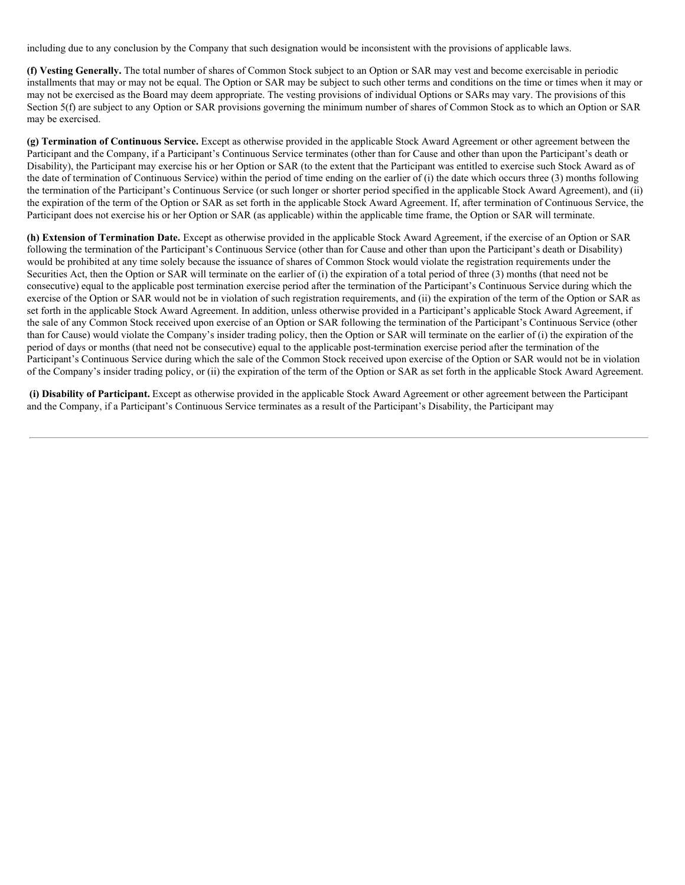including due to any conclusion by the Company that such designation would be inconsistent with the provisions of applicable laws.

**(f) Vesting Generally.** The total number of shares of Common Stock subject to an Option or SAR may vest and become exercisable in periodic installments that may or may not be equal. The Option or SAR may be subject to such other terms and conditions on the time or times when it may or may not be exercised as the Board may deem appropriate. The vesting provisions of individual Options or SARs may vary. The provisions of this Section 5(f) are subject to any Option or SAR provisions governing the minimum number of shares of Common Stock as to which an Option or SAR may be exercised.

**(g) Termination of Continuous Service.** Except as otherwise provided in the applicable Stock Award Agreement or other agreement between the Participant and the Company, if a Participant's Continuous Service terminates (other than for Cause and other than upon the Participant's death or Disability), the Participant may exercise his or her Option or SAR (to the extent that the Participant was entitled to exercise such Stock Award as of the date of termination of Continuous Service) within the period of time ending on the earlier of (i) the date which occurs three (3) months following the termination of the Participant's Continuous Service (or such longer or shorter period specified in the applicable Stock Award Agreement), and (ii) the expiration of the term of the Option or SAR as set forth in the applicable Stock Award Agreement. If, after termination of Continuous Service, the Participant does not exercise his or her Option or SAR (as applicable) within the applicable time frame, the Option or SAR will terminate.

**(h) Extension of Termination Date.** Except as otherwise provided in the applicable Stock Award Agreement, if the exercise of an Option or SAR following the termination of the Participant's Continuous Service (other than for Cause and other than upon the Participant's death or Disability) would be prohibited at any time solely because the issuance of shares of Common Stock would violate the registration requirements under the Securities Act, then the Option or SAR will terminate on the earlier of (i) the expiration of a total period of three (3) months (that need not be consecutive) equal to the applicable post termination exercise period after the termination of the Participant's Continuous Service during which the exercise of the Option or SAR would not be in violation of such registration requirements, and (ii) the expiration of the term of the Option or SAR as set forth in the applicable Stock Award Agreement. In addition, unless otherwise provided in a Participant's applicable Stock Award Agreement, if the sale of any Common Stock received upon exercise of an Option or SAR following the termination of the Participant's Continuous Service (other than for Cause) would violate the Company's insider trading policy, then the Option or SAR will terminate on the earlier of (i) the expiration of the period of days or months (that need not be consecutive) equal to the applicable post-termination exercise period after the termination of the Participant's Continuous Service during which the sale of the Common Stock received upon exercise of the Option or SAR would not be in violation of the Company's insider trading policy, or (ii) the expiration of the term of the Option or SAR as set forth in the applicable Stock Award Agreement.

**(i) Disability of Participant.** Except as otherwise provided in the applicable Stock Award Agreement or other agreement between the Participant and the Company, if a Participant's Continuous Service terminates as a result of the Participant's Disability, the Participant may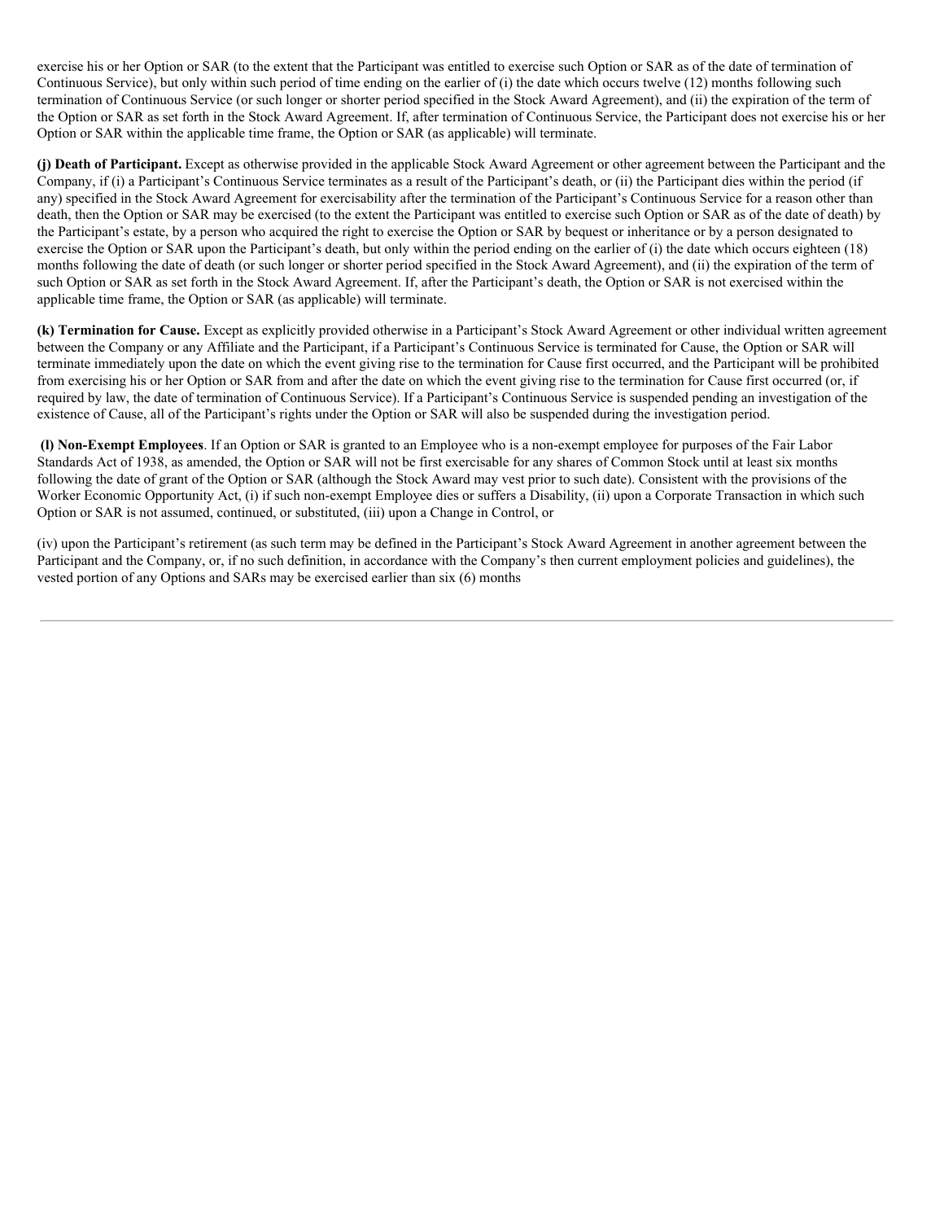exercise his or her Option or SAR (to the extent that the Participant was entitled to exercise such Option or SAR as of the date of termination of Continuous Service), but only within such period of time ending on the earlier of (i) the date which occurs twelve (12) months following such termination of Continuous Service (or such longer or shorter period specified in the Stock Award Agreement), and (ii) the expiration of the term of the Option or SAR as set forth in the Stock Award Agreement. If, after termination of Continuous Service, the Participant does not exercise his or her Option or SAR within the applicable time frame, the Option or SAR (as applicable) will terminate.

**(j) Death of Participant.** Except as otherwise provided in the applicable Stock Award Agreement or other agreement between the Participant and the Company, if (i) a Participant's Continuous Service terminates as a result of the Participant's death, or (ii) the Participant dies within the period (if any) specified in the Stock Award Agreement for exercisability after the termination of the Participant's Continuous Service for a reason other than death, then the Option or SAR may be exercised (to the extent the Participant was entitled to exercise such Option or SAR as of the date of death) by the Participant's estate, by a person who acquired the right to exercise the Option or SAR by bequest or inheritance or by a person designated to exercise the Option or SAR upon the Participant's death, but only within the period ending on the earlier of (i) the date which occurs eighteen (18) months following the date of death (or such longer or shorter period specified in the Stock Award Agreement), and (ii) the expiration of the term of such Option or SAR as set forth in the Stock Award Agreement. If, after the Participant's death, the Option or SAR is not exercised within the applicable time frame, the Option or SAR (as applicable) will terminate.

**(k) Termination for Cause.** Except as explicitly provided otherwise in a Participant's Stock Award Agreement or other individual written agreement between the Company or any Affiliate and the Participant, if a Participant's Continuous Service is terminated for Cause, the Option or SAR will terminate immediately upon the date on which the event giving rise to the termination for Cause first occurred, and the Participant will be prohibited from exercising his or her Option or SAR from and after the date on which the event giving rise to the termination for Cause first occurred (or, if required by law, the date of termination of Continuous Service). If a Participant's Continuous Service is suspended pending an investigation of the existence of Cause, all of the Participant's rights under the Option or SAR will also be suspended during the investigation period.

**(l) Non-Exempt Employees**. If an Option or SAR is granted to an Employee who is a non-exempt employee for purposes of the Fair Labor Standards Act of 1938, as amended, the Option or SAR will not be first exercisable for any shares of Common Stock until at least six months following the date of grant of the Option or SAR (although the Stock Award may vest prior to such date). Consistent with the provisions of the Worker Economic Opportunity Act, (i) if such non-exempt Employee dies or suffers a Disability, (ii) upon a Corporate Transaction in which such Option or SAR is not assumed, continued, or substituted, (iii) upon a Change in Control, or

(iv) upon the Participant's retirement (as such term may be defined in the Participant's Stock Award Agreement in another agreement between the Participant and the Company, or, if no such definition, in accordance with the Company's then current employment policies and guidelines), the vested portion of any Options and SARs may be exercised earlier than six (6) months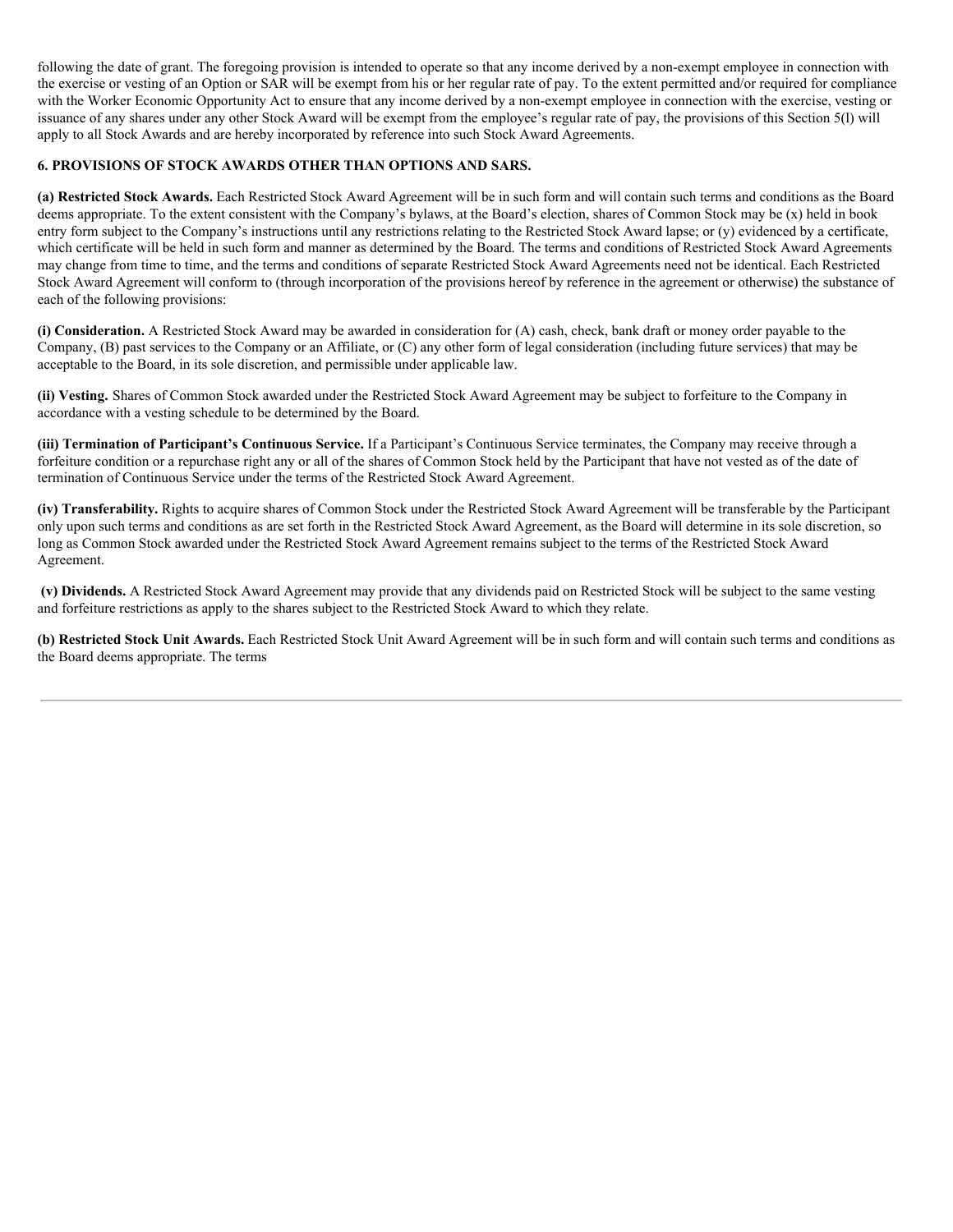following the date of grant. The foregoing provision is intended to operate so that any income derived by a non-exempt employee in connection with the exercise or vesting of an Option or SAR will be exempt from his or her regular rate of pay. To the extent permitted and/or required for compliance with the Worker Economic Opportunity Act to ensure that any income derived by a non-exempt employee in connection with the exercise, vesting or issuance of any shares under any other Stock Award will be exempt from the employee's regular rate of pay, the provisions of this Section 5(l) will apply to all Stock Awards and are hereby incorporated by reference into such Stock Award Agreements.

**6. PROVISIONS OF STOCK AWARDS OTHER THAN OPTIONS AND SARS.**

**(a) Restricted Stock Awards.** Each Restricted Stock Award Agreement will be in such form and will contain such terms and conditions as the Board deems appropriate. To the extent consistent with the Company's bylaws, at the Board's election, shares of Common Stock may be (x) held in book entry form subject to the Company's instructions until any restrictions relating to the Restricted Stock Award lapse; or (y) evidenced by a certificate, which certificate will be held in such form and manner as determined by the Board. The terms and conditions of Restricted Stock Award Agreements may change from time to time, and the terms and conditions of separate Restricted Stock Award Agreements need not be identical. Each Restricted Stock Award Agreement will conform to (through incorporation of the provisions hereof by reference in the agreement or otherwise) the substance of each of the following provisions:

**(i) Consideration.** A Restricted Stock Award may be awarded in consideration for (A) cash, check, bank draft or money order payable to the Company, (B) past services to the Company or an Affiliate, or (C) any other form of legal consideration (including future services) that may be acceptable to the Board, in its sole discretion, and permissible under applicable law.

**(ii) Vesting.** Shares of Common Stock awarded under the Restricted Stock Award Agreement may be subject to forfeiture to the Company in accordance with a vesting schedule to be determined by the Board.

**(iii) Termination of Participant's Continuous Service.** If a Participant's Continuous Service terminates, the Company may receive through a forfeiture condition or a repurchase right any or all of the shares of Common Stock held by the Participant that have not vested as of the date of termination of Continuous Service under the terms of the Restricted Stock Award Agreement.

**(iv) Transferability.** Rights to acquire shares of Common Stock under the Restricted Stock Award Agreement will be transferable by the Participant only upon such terms and conditions as are set forth in the Restricted Stock Award Agreement, as the Board will determine in its sole discretion, so long as Common Stock awarded under the Restricted Stock Award Agreement remains subject to the terms of the Restricted Stock Award Agreement.

**(v) Dividends.** A Restricted Stock Award Agreement may provide that any dividends paid on Restricted Stock will be subject to the same vesting and forfeiture restrictions as apply to the shares subject to the Restricted Stock Award to which they relate.

**(b) Restricted Stock Unit Awards.** Each Restricted Stock Unit Award Agreement will be in such form and will contain such terms and conditions as the Board deems appropriate. The terms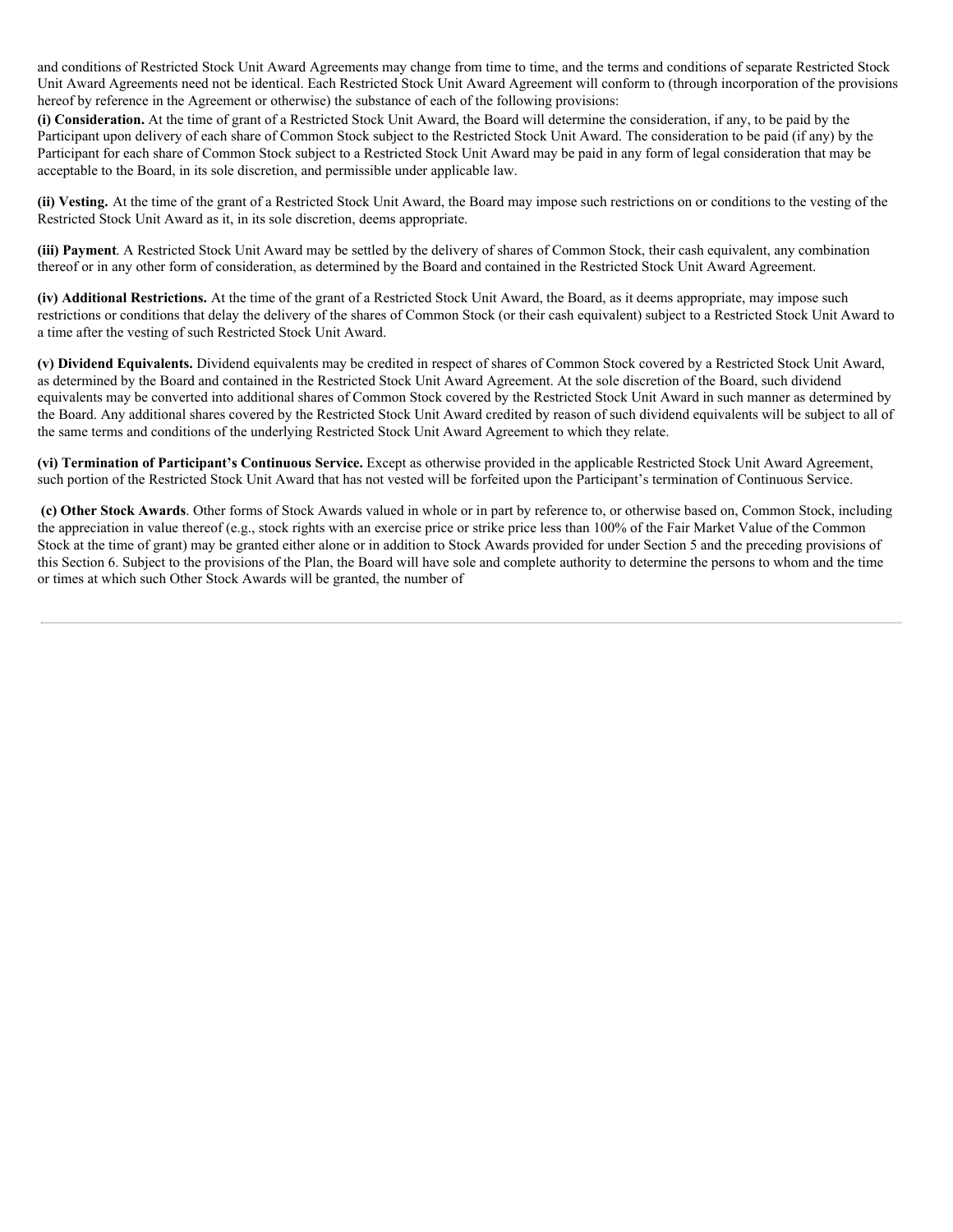and conditions of Restricted Stock Unit Award Agreements may change from time to time, and the terms and conditions of separate Restricted Stock Unit Award Agreements need not be identical. Each Restricted Stock Unit Award Agreement will conform to (through incorporation of the provisions hereof by reference in the Agreement or otherwise) the substance of each of the following provisions:

**(i) Consideration.** At the time of grant of a Restricted Stock Unit Award, the Board will determine the consideration, if any, to be paid by the Participant upon delivery of each share of Common Stock subject to the Restricted Stock Unit Award. The consideration to be paid (if any) by the Participant for each share of Common Stock subject to a Restricted Stock Unit Award may be paid in any form of legal consideration that may be acceptable to the Board, in its sole discretion, and permissible under applicable law.

**(ii) Vesting.** At the time of the grant of a Restricted Stock Unit Award, the Board may impose such restrictions on or conditions to the vesting of the Restricted Stock Unit Award as it, in its sole discretion, deems appropriate.

**(iii) Payment**. A Restricted Stock Unit Award may be settled by the delivery of shares of Common Stock, their cash equivalent, any combination thereof or in any other form of consideration, as determined by the Board and contained in the Restricted Stock Unit Award Agreement.

**(iv) Additional Restrictions.** At the time of the grant of a Restricted Stock Unit Award, the Board, as it deems appropriate, may impose such restrictions or conditions that delay the delivery of the shares of Common Stock (or their cash equivalent) subject to a Restricted Stock Unit Award to a time after the vesting of such Restricted Stock Unit Award.

**(v) Dividend Equivalents.** Dividend equivalents may be credited in respect of shares of Common Stock covered by a Restricted Stock Unit Award, as determined by the Board and contained in the Restricted Stock Unit Award Agreement. At the sole discretion of the Board, such dividend equivalents may be converted into additional shares of Common Stock covered by the Restricted Stock Unit Award in such manner as determined by the Board. Any additional shares covered by the Restricted Stock Unit Award credited by reason of such dividend equivalents will be subject to all of the same terms and conditions of the underlying Restricted Stock Unit Award Agreement to which they relate.

**(vi) Termination of Participant's Continuous Service.** Except as otherwise provided in the applicable Restricted Stock Unit Award Agreement, such portion of the Restricted Stock Unit Award that has not vested will be forfeited upon the Participant's termination of Continuous Service.

**(c) Other Stock Awards**. Other forms of Stock Awards valued in whole or in part by reference to, or otherwise based on, Common Stock, including the appreciation in value thereof (e.g., stock rights with an exercise price or strike price less than 100% of the Fair Market Value of the Common Stock at the time of grant) may be granted either alone or in addition to Stock Awards provided for under Section 5 and the preceding provisions of this Section 6. Subject to the provisions of the Plan, the Board will have sole and complete authority to determine the persons to whom and the time or times at which such Other Stock Awards will be granted, the number of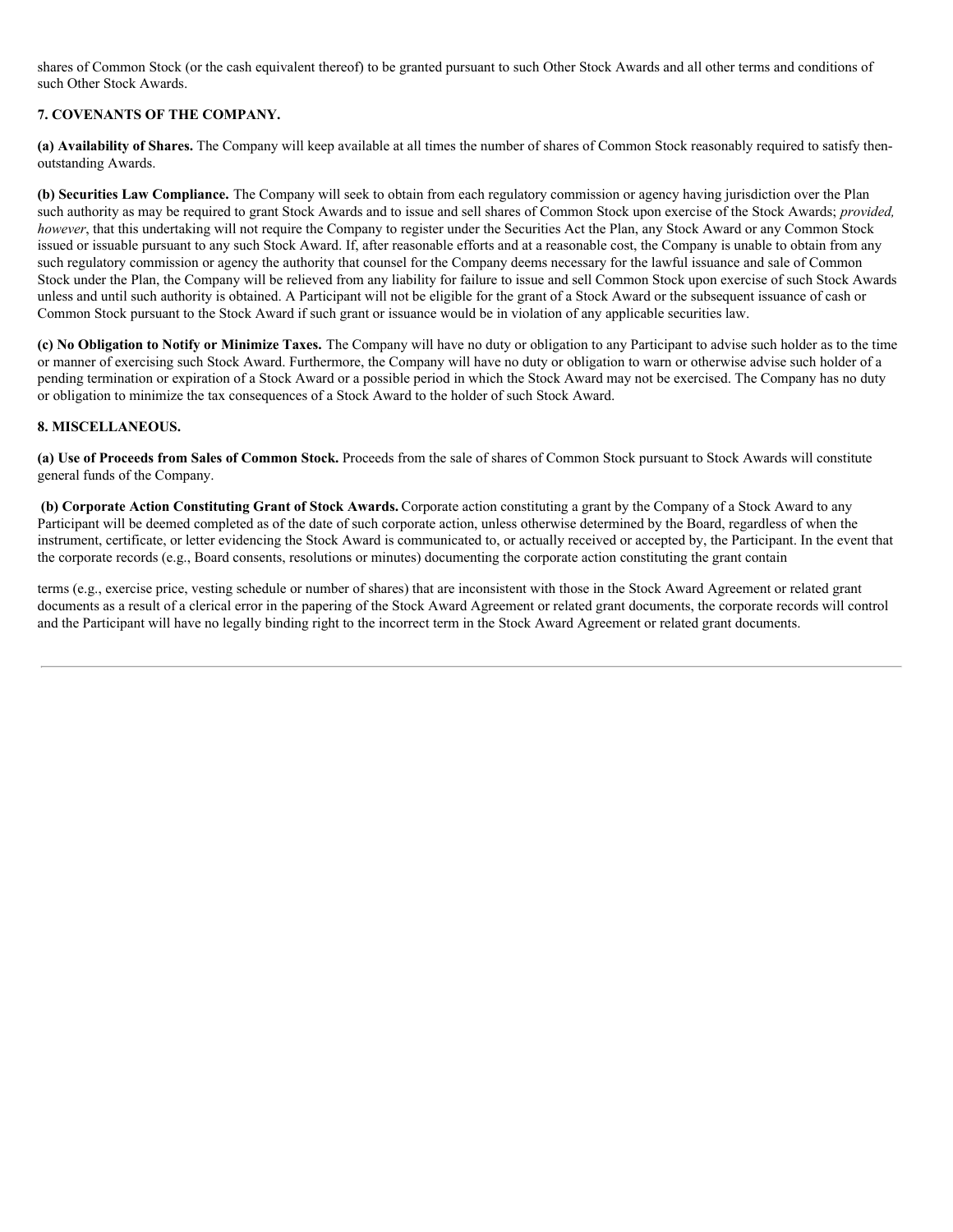shares of Common Stock (or the cash equivalent thereof) to be granted pursuant to such Other Stock Awards and all other terms and conditions of such Other Stock Awards.

**7. COVENANTS OF THE COMPANY.**

**(a) Availability of Shares.** The Company will keep available at all times the number of shares of Common Stock reasonably required to satisfy then-outstanding Awards.

**(b) Securities Law Compliance.** The Company will seek to obtain from each regulatory commission or agency having jurisdiction over the Plan such authority as may be required to grant Stock Awards and to issue and sell shares of Common Stock upon exercise of the Stock Awards; *provided, however*, that this undertaking will not require the Company to register under the Securities Act the Plan, any Stock Award or any Common Stock issued or issuable pursuant to any such Stock Award. If, after reasonable efforts and at a reasonable cost, the Company is unable to obtain from any such regulatory commission or agency the authority that counsel for the Company deems necessary for the lawful issuance and sale of Common Stock under the Plan, the Company will be relieved from any liability for failure to issue and sell Common Stock upon exercise of such Stock Awards unless and until such authority is obtained. A Participant will not be eligible for the grant of a Stock Award or the subsequent issuance of cash or Common Stock pursuant to the Stock Award if such grant or issuance would be in violation of any applicable securities law.

**(c) No Obligation to Notify or Minimize Taxes.** The Company will have no duty or obligation to any Participant to advise such holder as to the time or manner of exercising such Stock Award. Furthermore, the Company will have no duty or obligation to warn or otherwise advise such holder of a pending termination or expiration of a Stock Award or a possible period in which the Stock Award may not be exercised. The Company has no duty or obligation to minimize the tax consequences of a Stock Award to the holder of such Stock Award.

**8. MISCELLANEOUS.**

**(a) Use of Proceeds from Sales of Common Stock.** Proceeds from the sale of shares of Common Stock pursuant to Stock Awards will constitute general funds of the Company.

**(b) Corporate Action Constituting Grant of Stock Awards.** Corporate action constituting a grant by the Company of a Stock Award to any Participant will be deemed completed as of the date of such corporate action, unless otherwise determined by the Board, regardless of when the instrument, certificate, or letter evidencing the Stock Award is communicated to, or actually received or accepted by, the Participant. In the event that the corporate records (e.g., Board consents, resolutions or minutes) documenting the corporate action constituting the grant contain terms (e.g., exercise price, vesting schedule or number of shares) that are inconsistent with those in the Stock Award Agreement or related grant documents as a result of a clerical error in the papering of the Stock Award Agreement or related grant documents, the corporate records will control and the Participant will have no legally binding right to the incorrect term in the Stock Award Agreement or related grant documents.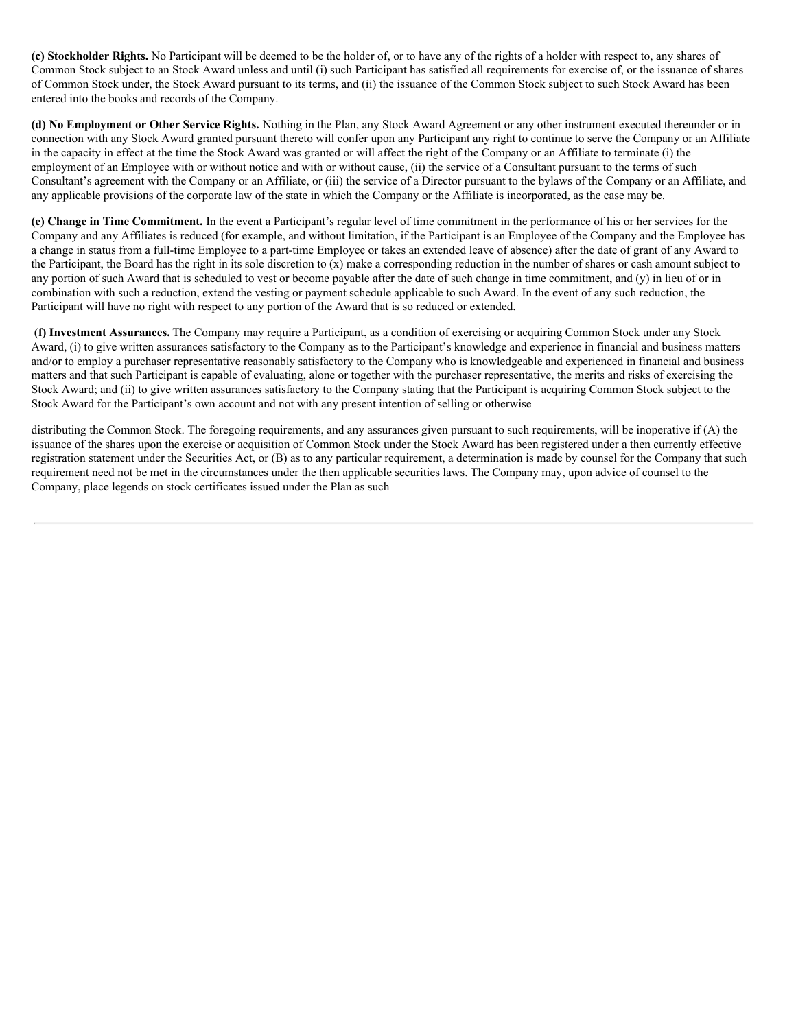**(c) Stockholder Rights.** No Participant will be deemed to be the holder of, or to have any of the rights of a holder with respect to, any shares of Common Stock subject to an Stock Award unless and until (i) such Participant has satisfied all requirements for exercise of, or the issuance of shares of Common Stock under, the Stock Award pursuant to its terms, and (ii) the issuance of the Common Stock subject to such Stock Award has been entered into the books and records of the Company.

**(d) No Employment or Other Service Rights.** Nothing in the Plan, any Stock Award Agreement or any other instrument executed thereunder or in connection with any Stock Award granted pursuant thereto will confer upon any Participant any right to continue to serve the Company or an Affiliate in the capacity in effect at the time the Stock Award was granted or will affect the right of the Company or an Affiliate to terminate (i) the employment of an Employee with or without notice and with or without cause, (ii) the service of a Consultant pursuant to the terms of such Consultant's agreement with the Company or an Affiliate, or (iii) the service of a Director pursuant to the bylaws of the Company or an Affiliate, and any applicable provisions of the corporate law of the state in which the Company or the Affiliate is incorporated, as the case may be.

**(e) Change in Time Commitment.** In the event a Participant's regular level of time commitment in the performance of his or her services for the Company and any Affiliates is reduced (for example, and without limitation, if the Participant is an Employee of the Company and the Employee has a change in status from a full-time Employee to a part-time Employee or takes an extended leave of absence) after the date of grant of any Award to the Participant, the Board has the right in its sole discretion to (x) make a corresponding reduction in the number of shares or cash amount subject to any portion of such Award that is scheduled to vest or become payable after the date of such change in time commitment, and (y) in lieu of or in combination with such a reduction, extend the vesting or payment schedule applicable to such Award. In the event of any such reduction, the Participant will have no right with respect to any portion of the Award that is so reduced or extended.

**(f) Investment Assurances.** The Company may require a Participant, as a condition of exercising or acquiring Common Stock under any Stock Award, (i) to give written assurances satisfactory to the Company as to the Participant's knowledge and experience in financial and business matters and/or to employ a purchaser representative reasonably satisfactory to the Company who is knowledgeable and experienced in financial and business matters and that such Participant is capable of evaluating, alone or together with the purchaser representative, the merits and risks of exercising the Stock Award; and (ii) to give written assurances satisfactory to the Company stating that the Participant is acquiring Common Stock subject to the Stock Award for the Participant's own account and not with any present intention of selling or otherwise distributing the Common Stock. The foregoing requirements, and any assurances given pursuant to such requirements, will be inoperative if (A) the issuance of the shares upon the exercise or acquisition of Common Stock under the Stock Award has been registered under a then currently effective registration statement under the Securities Act, or (B) as to any particular requirement, a determination is made by counsel for the Company that such requirement need not be met in the circumstances under the then applicable securities laws. The Company may, upon advice of counsel to the Company, place legends on stock certificates issued under the Plan as such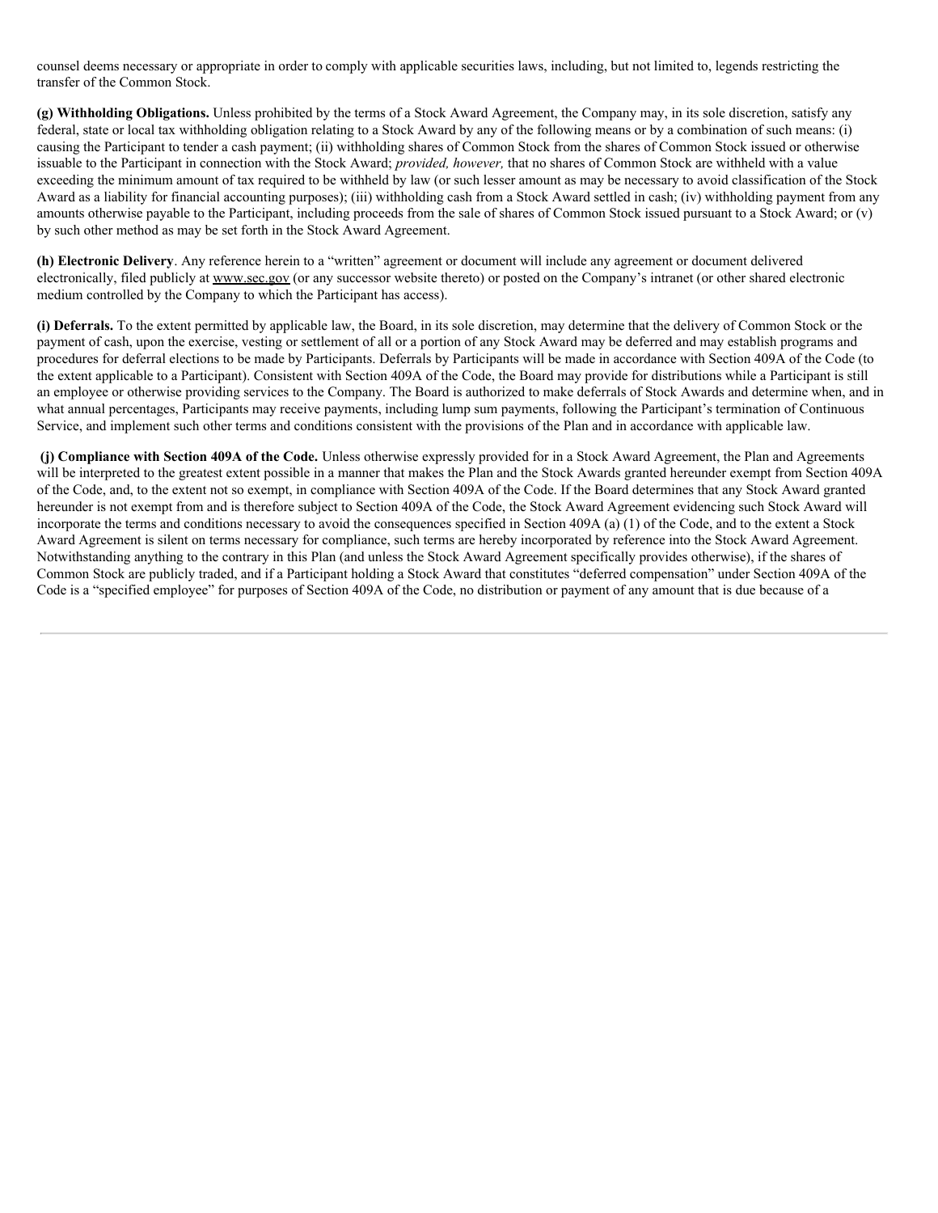counsel deems necessary or appropriate in order to comply with applicable securities laws, including, but not limited to, legends restricting the transfer of the Common Stock.

**(g) Withholding Obligations.** Unless prohibited by the terms of a Stock Award Agreement, the Company may, in its sole discretion, satisfy any federal, state or local tax withholding obligation relating to a Stock Award by any of the following means or by a combination of such means: (i) causing the Participant to tender a cash payment; (ii) withholding shares of Common Stock from the shares of Common Stock issued or otherwise issuable to the Participant in connection with the Stock Award; *provided, however,* that no shares of Common Stock are withheld with a value exceeding the minimum amount of tax required to be withheld by law (or such lesser amount as may be necessary to avoid classification of the Stock Award as a liability for financial accounting purposes); (iii) withholding cash from a Stock Award settled in cash; (iv) withholding payment from any amounts otherwise payable to the Participant, including proceeds from the sale of shares of Common Stock issued pursuant to a Stock Award; or (v) by such other method as may be set forth in the Stock Award Agreement.

**(h) Electronic Delivery**. Any reference herein to a "written" agreement or document will include any agreement or document delivered electronically, filed publicly at www.sec.gov (or any successor website thereto) or posted on the Company's intranet (or other shared electronic medium controlled by the Company to which the Participant has access).

**(i) Deferrals.** To the extent permitted by applicable law, the Board, in its sole discretion, may determine that the delivery of Common Stock or the payment of cash, upon the exercise, vesting or settlement of all or a portion of any Stock Award may be deferred and may establish programs and procedures for deferral elections to be made by Participants. Deferrals by Participants will be made in accordance with Section 409A of the Code (to the extent applicable to a Participant). Consistent with Section 409A of the Code, the Board may provide for distributions while a Participant is still an employee or otherwise providing services to the Company. The Board is authorized to make deferrals of Stock Awards and determine when, and in what annual percentages, Participants may receive payments, including lump sum payments, following the Participant's termination of Continuous Service, and implement such other terms and conditions consistent with the provisions of the Plan and in accordance with applicable law.

**(j) Compliance with Section 409A of the Code.** Unless otherwise expressly provided for in a Stock Award Agreement, the Plan and Agreements will be interpreted to the greatest extent possible in a manner that makes the Plan and the Stock Awards granted hereunder exempt from Section 409A of the Code, and, to the extent not so exempt, in compliance with Section 409A of the Code. If the Board determines that any Stock Award granted hereunder is not exempt from and is therefore subject to Section 409A of the Code, the Stock Award Agreement evidencing such Stock Award will incorporate the terms and conditions necessary to avoid the consequences specified in Section 409A (a) (1) of the Code, and to the extent a Stock Award Agreement is silent on terms necessary for compliance, such terms are hereby incorporated by reference into the Stock Award Agreement. Notwithstanding anything to the contrary in this Plan (and unless the Stock Award Agreement specifically provides otherwise), if the shares of Common Stock are publicly traded, and if a Participant holding a Stock Award that constitutes "deferred compensation" under Section 409A of the Code is a "specified employee" for purposes of Section 409A of the Code, no distribution or payment of any amount that is due because of a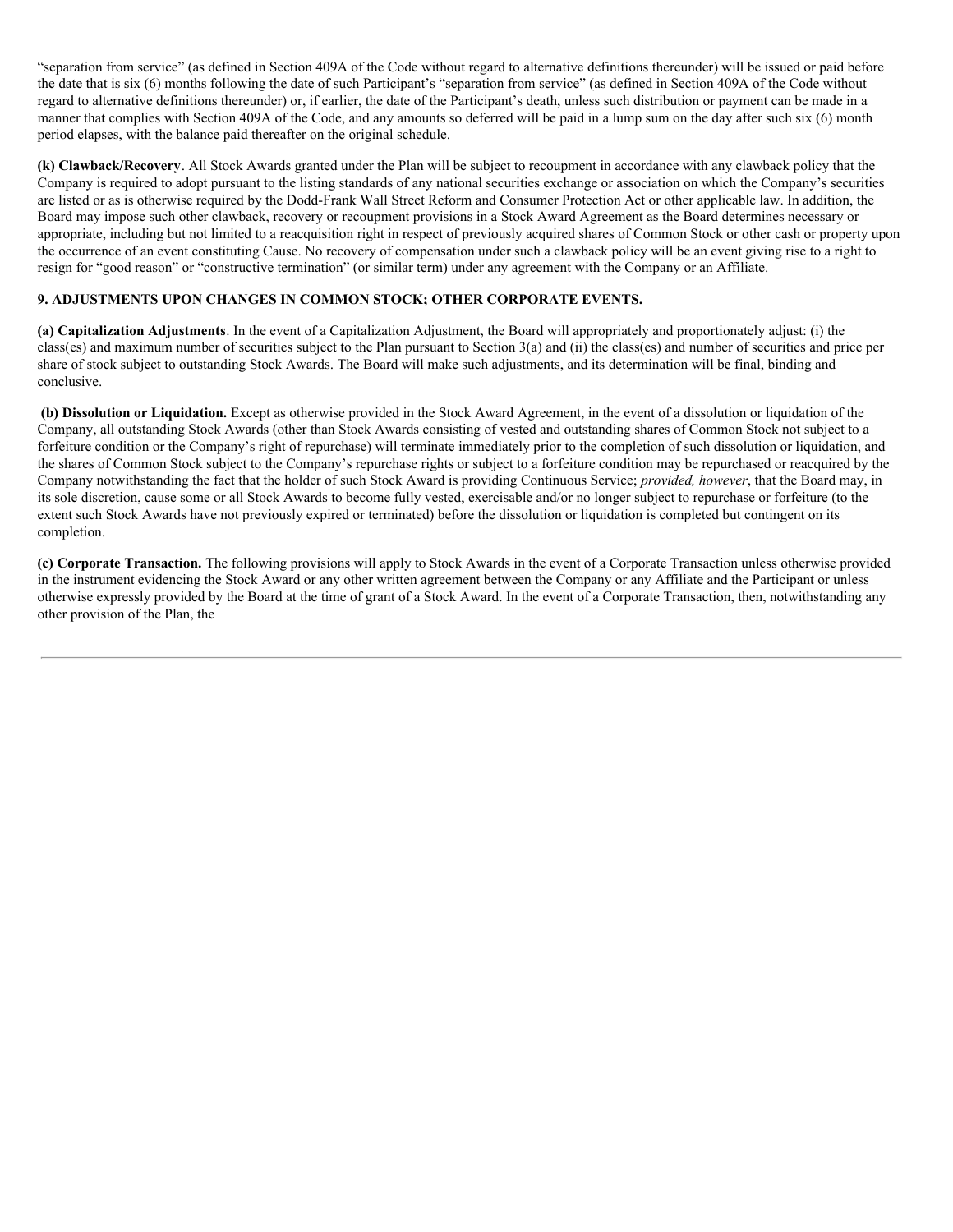"separation from service" (as defined in Section 409A of the Code without regard to alternative definitions thereunder) will be issued or paid before the date that is six (6) months following the date of such Participant's "separation from service" (as defined in Section 409A of the Code without regard to alternative definitions thereunder) or, if earlier, the date of the Participant's death, unless such distribution or payment can be made in a manner that complies with Section 409A of the Code, and any amounts so deferred will be paid in a lump sum on the day after such six (6) month period elapses, with the balance paid thereafter on the original schedule.

**(k) Clawback/Recovery**. All Stock Awards granted under the Plan will be subject to recoupment in accordance with any clawback policy that the Company is required to adopt pursuant to the listing standards of any national securities exchange or association on which the Company's securities are listed or as is otherwise required by the Dodd-Frank Wall Street Reform and Consumer Protection Act or other applicable law. In addition, the Board may impose such other clawback, recovery or recoupment provisions in a Stock Award Agreement as the Board determines necessary or appropriate, including but not limited to a reacquisition right in respect of previously acquired shares of Common Stock or other cash or property upon the occurrence of an event constituting Cause. No recovery of compensation under such a clawback policy will be an event giving rise to a right to resign for "good reason" or "constructive termination" (or similar term) under any agreement with the Company or an Affiliate.

**9. ADJUSTMENTS UPON CHANGES IN COMMON STOCK; OTHER CORPORATE EVENTS.**

**(a) Capitalization Adjustments**. In the event of a Capitalization Adjustment, the Board will appropriately and proportionately adjust: (i) the class(es) and maximum number of securities subject to the Plan pursuant to Section 3(a) and (ii) the class(es) and number of securities and price per share of stock subject to outstanding Stock Awards. The Board will make such adjustments, and its determination will be final, binding and conclusive.

**(b) Dissolution or Liquidation.** Except as otherwise provided in the Stock Award Agreement, in the event of a dissolution or liquidation of the Company, all outstanding Stock Awards (other than Stock Awards consisting of vested and outstanding shares of Common Stock not subject to a forfeiture condition or the Company's right of repurchase) will terminate immediately prior to the completion of such dissolution or liquidation, and the shares of Common Stock subject to the Company's repurchase rights or subject to a forfeiture condition may be repurchased or reacquired by the Company notwithstanding the fact that the holder of such Stock Award is providing Continuous Service; *provided, however*, that the Board may, in its sole discretion, cause some or all Stock Awards to become fully vested, exercisable and/or no longer subject to repurchase or forfeiture (to the extent such Stock Awards have not previously expired or terminated) before the dissolution or liquidation is completed but contingent on its completion.

**(c) Corporate Transaction.** The following provisions will apply to Stock Awards in the event of a Corporate Transaction unless otherwise provided in the instrument evidencing the Stock Award or any other written agreement between the Company or any Affiliate and the Participant or unless otherwise expressly provided by the Board at the time of grant of a Stock Award. In the event of a Corporate Transaction, then, notwithstanding any other provision of the Plan, the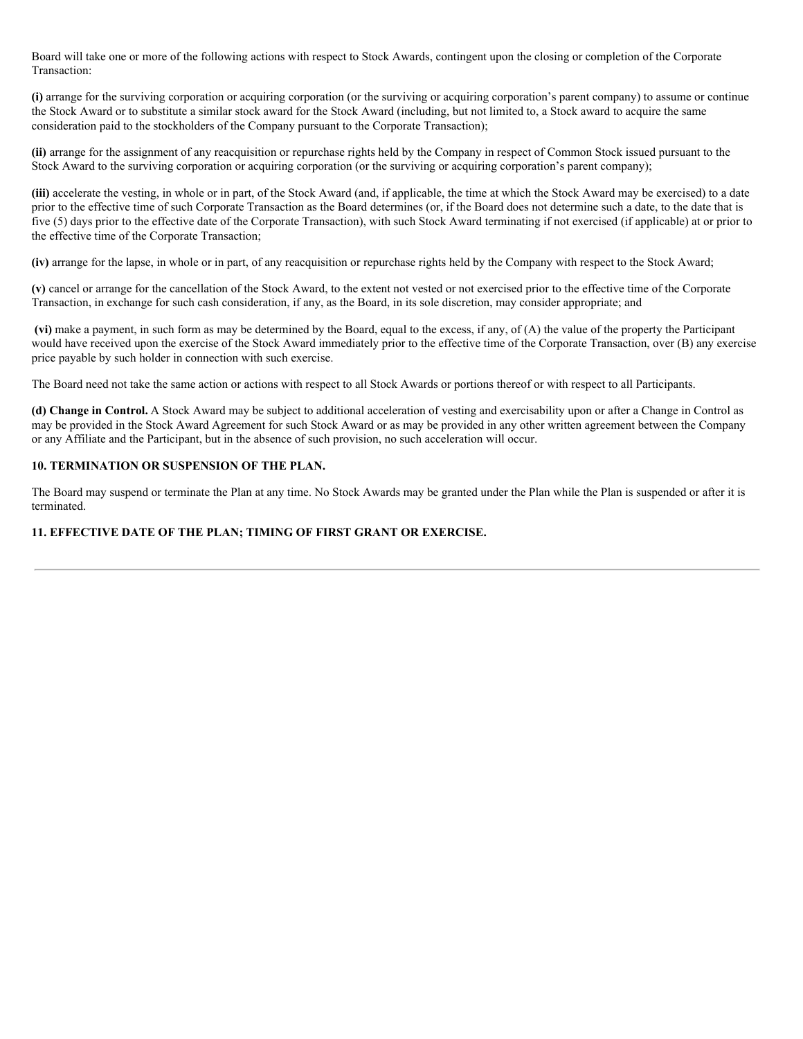Board will take one or more of the following actions with respect to Stock Awards, contingent upon the closing or completion of the Corporate Transaction:

**(i)** arrange for the surviving corporation or acquiring corporation (or the surviving or acquiring corporation's parent company) to assume or continue the Stock Award or to substitute a similar stock award for the Stock Award (including, but not limited to, a Stock award to acquire the same consideration paid to the stockholders of the Company pursuant to the Corporate Transaction);

**(ii)** arrange for the assignment of any reacquisition or repurchase rights held by the Company in respect of Common Stock issued pursuant to the Stock Award to the surviving corporation or acquiring corporation (or the surviving or acquiring corporation's parent company);

**(iii)** accelerate the vesting, in whole or in part, of the Stock Award (and, if applicable, the time at which the Stock Award may be exercised) to a date prior to the effective time of such Corporate Transaction as the Board determines (or, if the Board does not determine such a date, to the date that is five (5) days prior to the effective date of the Corporate Transaction), with such Stock Award terminating if not exercised (if applicable) at or prior to the effective time of the Corporate Transaction;

**(iv)** arrange for the lapse, in whole or in part, of any reacquisition or repurchase rights held by the Company with respect to the Stock Award;

**(v)** cancel or arrange for the cancellation of the Stock Award, to the extent not vested or not exercised prior to the effective time of the Corporate Transaction, in exchange for such cash consideration, if any, as the Board, in its sole discretion, may consider appropriate; and

**(vi)** make a payment, in such form as may be determined by the Board, equal to the excess, if any, of (A) the value of the property the Participant would have received upon the exercise of the Stock Award immediately prior to the effective time of the Corporate Transaction, over (B) any exercise price payable by such holder in connection with such exercise.

The Board need not take the same action or actions with respect to all Stock Awards or portions thereof or with respect to all Participants.

**(d) Change in Control.** A Stock Award may be subject to additional acceleration of vesting and exercisability upon or after a Change in Control as may be provided in the Stock Award Agreement for such Stock Award or as may be provided in any other written agreement between the Company or any Affiliate and the Participant, but in the absence of such provision, no such acceleration will occur.

**10. TERMINATION OR SUSPENSION OF THE PLAN.**

The Board may suspend or terminate the Plan at any time. No Stock Awards may be granted under the Plan while the Plan is suspended or after it is terminated.

**11. EFFECTIVE DATE OF THE PLAN; TIMING OF FIRST GRANT OR EXERCISE.**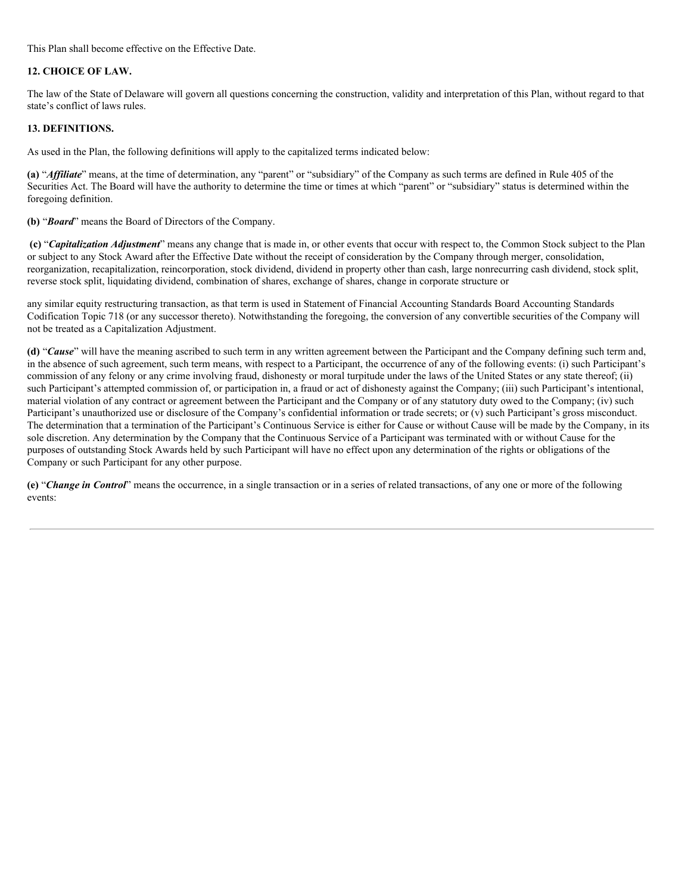This Plan shall become effective on the Effective Date.

**12. CHOICE OF LAW.**

The law of the State of Delaware will govern all questions concerning the construction, validity and interpretation of this Plan, without regard to that state's conflict of laws rules.

**13. DEFINITIONS.**

As used in the Plan, the following definitions will apply to the capitalized terms indicated below:

**(a)** "***Affiliate***" means, at the time of determination, any "parent" or "subsidiary" of the Company as such terms are defined in Rule 405 of the Securities Act. The Board will have the authority to determine the time or times at which "parent" or "subsidiary" status is determined within the foregoing definition.

**(b)** "***Board***" means the Board of Directors of the Company.

**(c)** "***Capitalization Adjustment***" means any change that is made in, or other events that occur with respect to, the Common Stock subject to the Plan or subject to any Stock Award after the Effective Date without the receipt of consideration by the Company through merger, consolidation, reorganization, recapitalization, reincorporation, stock dividend, dividend in property other than cash, large nonrecurring cash dividend, stock split, reverse stock split, liquidating dividend, combination of shares, exchange of shares, change in corporate structure or any similar equity restructuring transaction, as that term is used in Statement of Financial Accounting Standards Board Accounting Standards Codification Topic 718 (or any successor thereto). Notwithstanding the foregoing, the conversion of any convertible securities of the Company will not be treated as a Capitalization Adjustment.

**(d)** "***Cause***" will have the meaning ascribed to such term in any written agreement between the Participant and the Company defining such term and, in the absence of such agreement, such term means, with respect to a Participant, the occurrence of any of the following events: (i) such Participant's commission of any felony or any crime involving fraud, dishonesty or moral turpitude under the laws of the United States or any state thereof; (ii) such Participant's attempted commission of, or participation in, a fraud or act of dishonesty against the Company; (iii) such Participant's intentional, material violation of any contract or agreement between the Participant and the Company or of any statutory duty owed to the Company; (iv) such Participant's unauthorized use or disclosure of the Company's confidential information or trade secrets; or (v) such Participant's gross misconduct. The determination that a termination of the Participant's Continuous Service is either for Cause or without Cause will be made by the Company, in its sole discretion. Any determination by the Company that the Continuous Service of a Participant was terminated with or without Cause for the purposes of outstanding Stock Awards held by such Participant will have no effect upon any determination of the rights or obligations of the Company or such Participant for any other purpose.

**(e)** "***Change in Control***" means the occurrence, in a single transaction or in a series of related transactions, of any one or more of the following events: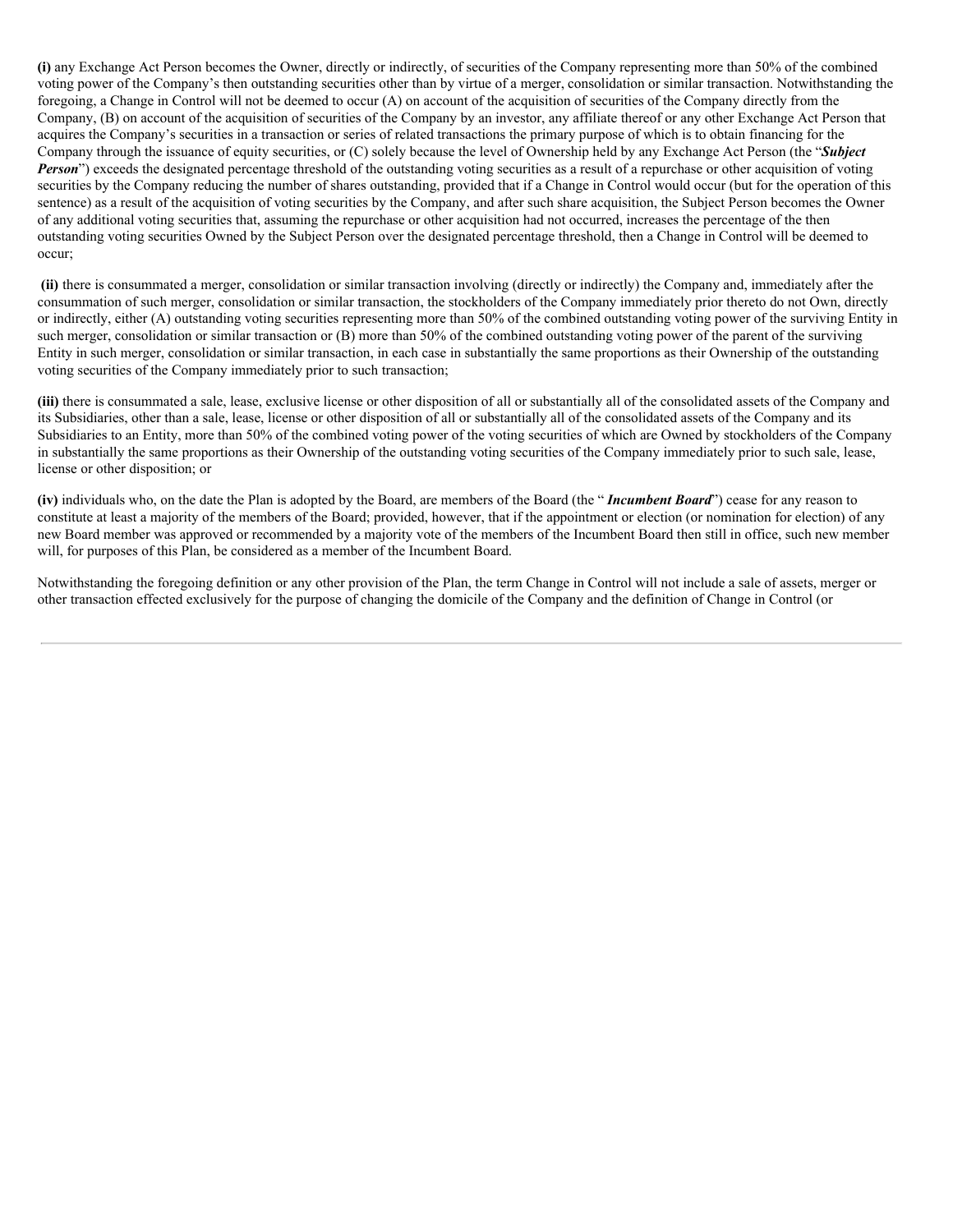**(i)** any Exchange Act Person becomes the Owner, directly or indirectly, of securities of the Company representing more than 50% of the combined voting power of the Company's then outstanding securities other than by virtue of a merger, consolidation or similar transaction. Notwithstanding the foregoing, a Change in Control will not be deemed to occur (A) on account of the acquisition of securities of the Company directly from the Company, (B) on account of the acquisition of securities of the Company by an investor, any affiliate thereof or any other Exchange Act Person that acquires the Company's securities in a transaction or series of related transactions the primary purpose of which is to obtain financing for the Company through the issuance of equity securities, or (C) solely because the level of Ownership held by any Exchange Act Person (the "***Subject Person***") exceeds the designated percentage threshold of the outstanding voting securities as a result of a repurchase or other acquisition of voting securities by the Company reducing the number of shares outstanding, provided that if a Change in Control would occur (but for the operation of this sentence) as a result of the acquisition of voting securities by the Company, and after such share acquisition, the Subject Person becomes the Owner of any additional voting securities that, assuming the repurchase or other acquisition had not occurred, increases the percentage of the then outstanding voting securities Owned by the Subject Person over the designated percentage threshold, then a Change in Control will be deemed to occur;

**(ii)** there is consummated a merger, consolidation or similar transaction involving (directly or indirectly) the Company and, immediately after the consummation of such merger, consolidation or similar transaction, the stockholders of the Company immediately prior thereto do not Own, directly or indirectly, either (A) outstanding voting securities representing more than 50% of the combined outstanding voting power of the surviving Entity in such merger, consolidation or similar transaction or (B) more than 50% of the combined outstanding voting power of the parent of the surviving Entity in such merger, consolidation or similar transaction, in each case in substantially the same proportions as their Ownership of the outstanding voting securities of the Company immediately prior to such transaction;

**(iii)** there is consummated a sale, lease, exclusive license or other disposition of all or substantially all of the consolidated assets of the Company and its Subsidiaries, other than a sale, lease, license or other disposition of all or substantially all of the consolidated assets of the Company and its Subsidiaries to an Entity, more than 50% of the combined voting power of the voting securities of which are Owned by stockholders of the Company in substantially the same proportions as their Ownership of the outstanding voting securities of the Company immediately prior to such sale, lease, license or other disposition; or

**(iv)** individuals who, on the date the Plan is adopted by the Board, are members of the Board (the "***Incumbent Board***") cease for any reason to constitute at least a majority of the members of the Board; provided, however, that if the appointment or election (or nomination for election) of any new Board member was approved or recommended by a majority vote of the members of the Incumbent Board then still in office, such new member will, for purposes of this Plan, be considered as a member of the Incumbent Board.

Notwithstanding the foregoing definition or any other provision of the Plan, the term Change in Control will not include a sale of assets, merger or other transaction effected exclusively for the purpose of changing the domicile of the Company and the definition of Change in Control (or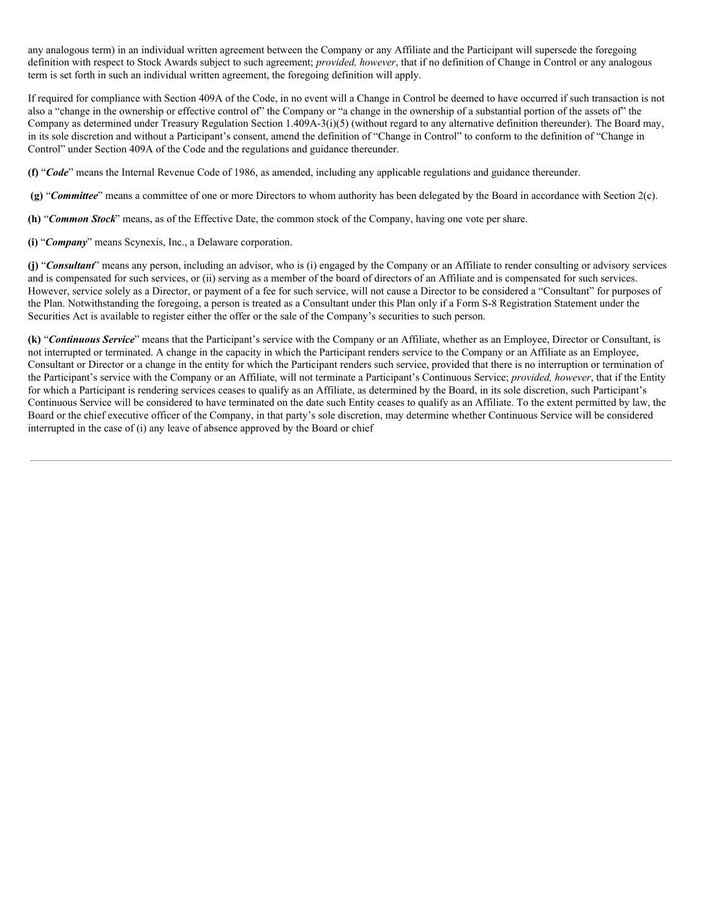any analogous term) in an individual written agreement between the Company or any Affiliate and the Participant will supersede the foregoing definition with respect to Stock Awards subject to such agreement; *provided, however*, that if no definition of Change in Control or any analogous term is set forth in such an individual written agreement, the foregoing definition will apply.

If required for compliance with Section 409A of the Code, in no event will a Change in Control be deemed to have occurred if such transaction is not also a "change in the ownership or effective control of" the Company or "a change in the ownership of a substantial portion of the assets of" the Company as determined under Treasury Regulation Section 1.409A-3(i)(5) (without regard to any alternative definition thereunder). The Board may, in its sole discretion and without a Participant's consent, amend the definition of "Change in Control" to conform to the definition of "Change in Control" under Section 409A of the Code and the regulations and guidance thereunder.

**(f)** "***Code***" means the Internal Revenue Code of 1986, as amended, including any applicable regulations and guidance thereunder.

**(g)** "***Committee***" means a committee of one or more Directors to whom authority has been delegated by the Board in accordance with Section 2(c).

**(h)** "***Common Stock***" means, as of the Effective Date, the common stock of the Company, having one vote per share.

**(i)** "***Company***" means Scynexis, Inc., a Delaware corporation.

**(j)** "***Consultant***" means any person, including an advisor, who is (i) engaged by the Company or an Affiliate to render consulting or advisory services and is compensated for such services, or (ii) serving as a member of the board of directors of an Affiliate and is compensated for such services. However, service solely as a Director, or payment of a fee for such service, will not cause a Director to be considered a "Consultant" for purposes of the Plan. Notwithstanding the foregoing, a person is treated as a Consultant under this Plan only if a Form S-8 Registration Statement under the Securities Act is available to register either the offer or the sale of the Company's securities to such person.

**(k)** "***Continuous Service***" means that the Participant's service with the Company or an Affiliate, whether as an Employee, Director or Consultant, is not interrupted or terminated. A change in the capacity in which the Participant renders service to the Company or an Affiliate as an Employee, Consultant or Director or a change in the entity for which the Participant renders such service, provided that there is no interruption or termination of the Participant's service with the Company or an Affiliate, will not terminate a Participant's Continuous Service; *provided, however*, that if the Entity for which a Participant is rendering services ceases to qualify as an Affiliate, as determined by the Board, in its sole discretion, such Participant's Continuous Service will be considered to have terminated on the date such Entity ceases to qualify as an Affiliate. To the extent permitted by law, the Board or the chief executive officer of the Company, in that party's sole discretion, may determine whether Continuous Service will be considered interrupted in the case of (i) any leave of absence approved by the Board or chief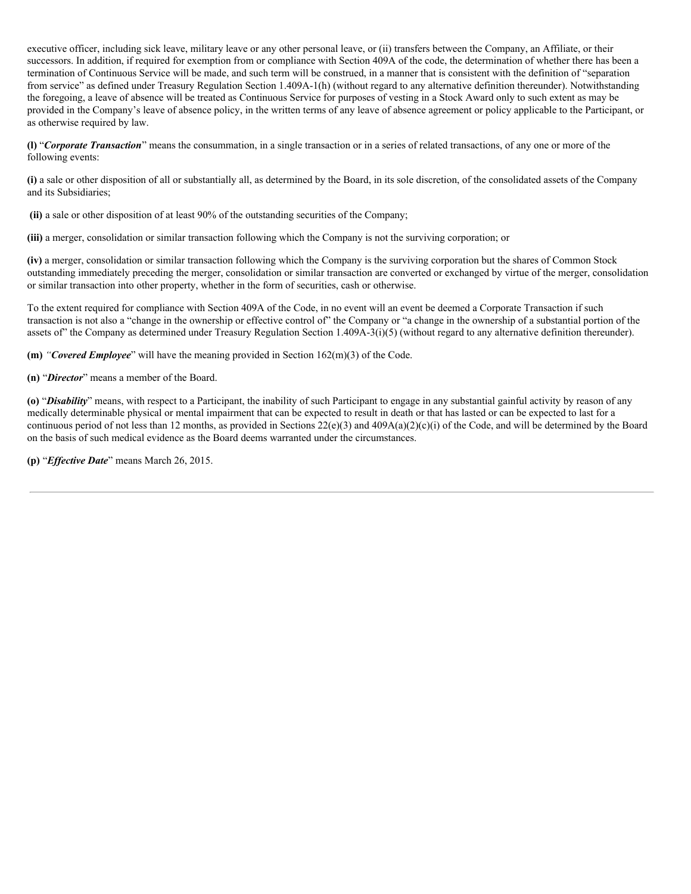executive officer, including sick leave, military leave or any other personal leave, or (ii) transfers between the Company, an Affiliate, or their successors. In addition, if required for exemption from or compliance with Section 409A of the code, the determination of whether there has been a termination of Continuous Service will be made, and such term will be construed, in a manner that is consistent with the definition of "separation from service" as defined under Treasury Regulation Section 1.409A-1(h) (without regard to any alternative definition thereunder). Notwithstanding the foregoing, a leave of absence will be treated as Continuous Service for purposes of vesting in a Stock Award only to such extent as may be provided in the Company's leave of absence policy, in the written terms of any leave of absence agreement or policy applicable to the Participant, or as otherwise required by law.

**(l)** "***Corporate Transaction***" means the consummation, in a single transaction or in a series of related transactions, of any one or more of the following events:

**(i)** a sale or other disposition of all or substantially all, as determined by the Board, in its sole discretion, of the consolidated assets of the Company and its Subsidiaries;

**(ii)** a sale or other disposition of at least 90% of the outstanding securities of the Company;

**(iii)** a merger, consolidation or similar transaction following which the Company is not the surviving corporation; or

**(iv)** a merger, consolidation or similar transaction following which the Company is the surviving corporation but the shares of Common Stock outstanding immediately preceding the merger, consolidation or similar transaction are converted or exchanged by virtue of the merger, consolidation or similar transaction into other property, whether in the form of securities, cash or otherwise.

To the extent required for compliance with Section 409A of the Code, in no event will an event be deemed a Corporate Transaction if such transaction is not also a "change in the ownership or effective control of" the Company or "a change in the ownership of a substantial portion of the assets of" the Company as determined under Treasury Regulation Section 1.409A-3(i)(5) (without regard to any alternative definition thereunder).

**(m)** "***Covered Employee***" will have the meaning provided in Section 162(m)(3) of the Code.

**(n)** "***Director***" means a member of the Board.

**(o)** "***Disability***" means, with respect to a Participant, the inability of such Participant to engage in any substantial gainful activity by reason of any medically determinable physical or mental impairment that can be expected to result in death or that has lasted or can be expected to last for a continuous period of not less than 12 months, as provided in Sections 22(e)(3) and 409A(a)(2)(c)(i) of the Code, and will be determined by the Board on the basis of such medical evidence as the Board deems warranted under the circumstances.

**(p)** "***Effective Date***" means March 26, 2015.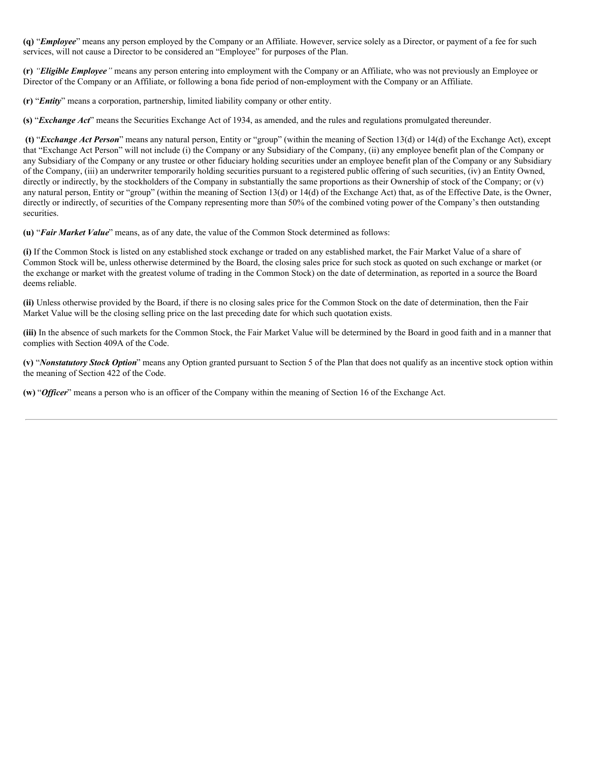**(q)** “***Employee***” means any person employed by the Company or an Affiliate. However, service solely as a Director, or payment of a fee for such services, will not cause a Director to be considered an “Employee” for purposes of the Plan.

**(r)** *“**Eligible Employee**”* means any person entering into employment with the Company or an Affiliate, who was not previously an Employee or Director of the Company or an Affiliate, or following a bona fide period of non-employment with the Company or an Affiliate.

**(r)** “***Entity***” means a corporation, partnership, limited liability company or other entity.

**(s)** “***Exchange Act***” means the Securities Exchange Act of 1934, as amended, and the rules and regulations promulgated thereunder.

**(t)** “***Exchange Act Person***” means any natural person, Entity or “group” (within the meaning of Section 13(d) or 14(d) of the Exchange Act), except that “Exchange Act Person” will not include (i) the Company or any Subsidiary of the Company, (ii) any employee benefit plan of the Company or any Subsidiary of the Company or any trustee or other fiduciary holding securities under an employee benefit plan of the Company or any Subsidiary of the Company, (iii) an underwriter temporarily holding securities pursuant to a registered public offering of such securities, (iv) an Entity Owned, directly or indirectly, by the stockholders of the Company in substantially the same proportions as their Ownership of stock of the Company; or (v) any natural person, Entity or “group” (within the meaning of Section 13(d) or 14(d) of the Exchange Act) that, as of the Effective Date, is the Owner, directly or indirectly, of securities of the Company representing more than 50% of the combined voting power of the Company’s then outstanding securities.

**(u)** “***Fair Market Value***” means, as of any date, the value of the Common Stock determined as follows:

**(i)** If the Common Stock is listed on any established stock exchange or traded on any established market, the Fair Market Value of a share of Common Stock will be, unless otherwise determined by the Board, the closing sales price for such stock as quoted on such exchange or market (or the exchange or market with the greatest volume of trading in the Common Stock) on the date of determination, as reported in a source the Board deems reliable.

**(ii)** Unless otherwise provided by the Board, if there is no closing sales price for the Common Stock on the date of determination, then the Fair Market Value will be the closing selling price on the last preceding date for which such quotation exists.

**(iii)** In the absence of such markets for the Common Stock, the Fair Market Value will be determined by the Board in good faith and in a manner that complies with Section 409A of the Code.

**(v)** “***Nonstatutory Stock Option***” means any Option granted pursuant to Section 5 of the Plan that does not qualify as an incentive stock option within the meaning of Section 422 of the Code.

**(w)** “***Officer***” means a person who is an officer of the Company within the meaning of Section 16 of the Exchange Act.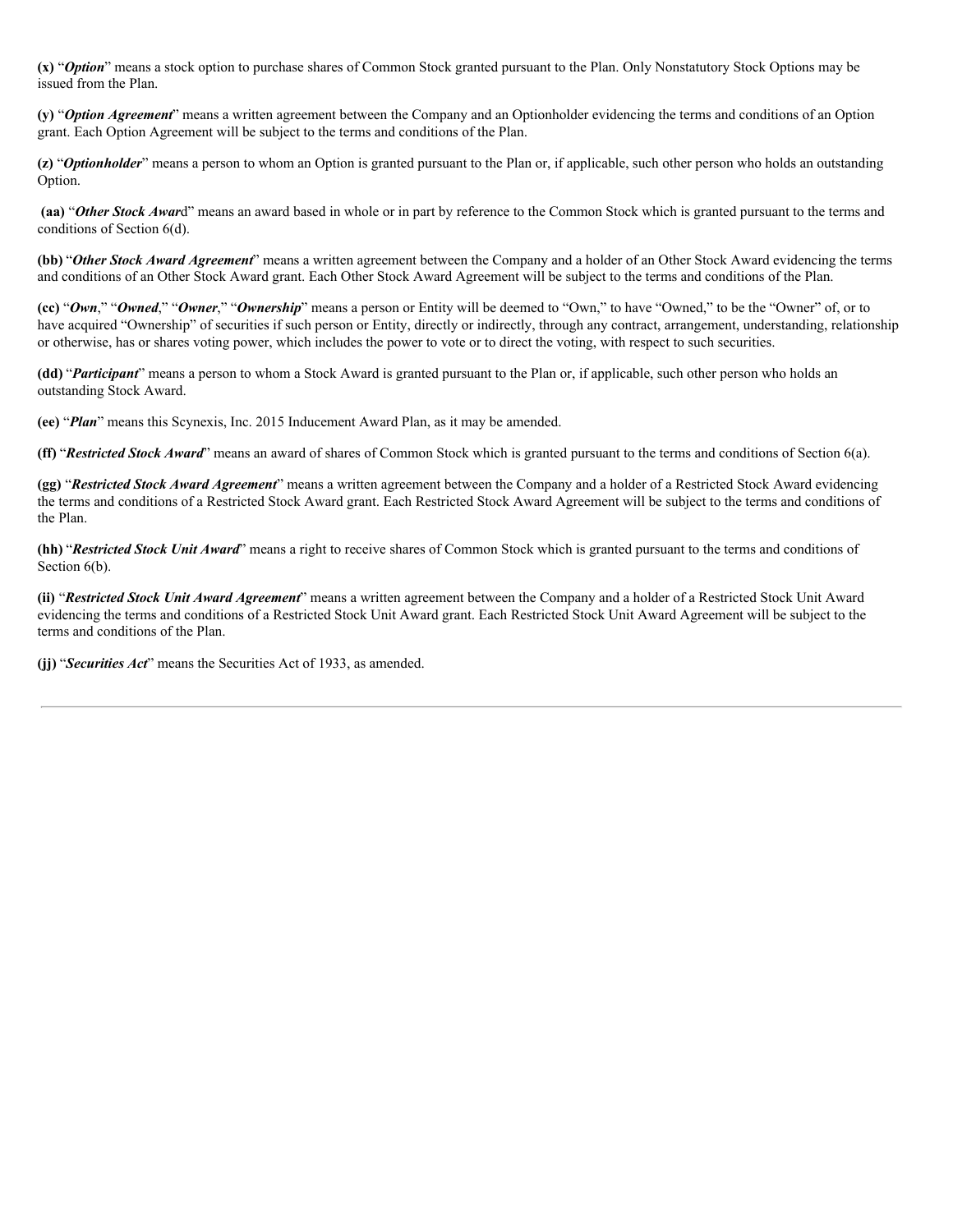**(x)** "***Option***" means a stock option to purchase shares of Common Stock granted pursuant to the Plan. Only Nonstatutory Stock Options may be issued from the Plan.

**(y)** "***Option Agreement***" means a written agreement between the Company and an Optionholder evidencing the terms and conditions of an Option grant. Each Option Agreement will be subject to the terms and conditions of the Plan.

**(z)** "***Optionholder***" means a person to whom an Option is granted pursuant to the Plan or, if applicable, such other person who holds an outstanding Option.

**(aa)** "***Other Stock Award***" means an award based in whole or in part by reference to the Common Stock which is granted pursuant to the terms and conditions of Section 6(d).

**(bb)** "***Other Stock Award Agreement***" means a written agreement between the Company and a holder of an Other Stock Award evidencing the terms and conditions of an Other Stock Award grant. Each Other Stock Award Agreement will be subject to the terms and conditions of the Plan.

**(cc)** "***Own***," "***Owned***," "***Owner***," "***Ownership***" means a person or Entity will be deemed to "Own," to have "Owned," to be the "Owner" of, or to have acquired "Ownership" of securities if such person or Entity, directly or indirectly, through any contract, arrangement, understanding, relationship or otherwise, has or shares voting power, which includes the power to vote or to direct the voting, with respect to such securities.

**(dd)** "***Participant***" means a person to whom a Stock Award is granted pursuant to the Plan or, if applicable, such other person who holds an outstanding Stock Award.

**(ee)** "***Plan***" means this Scynexis, Inc. 2015 Inducement Award Plan, as it may be amended.

**(ff)** "***Restricted Stock Award***" means an award of shares of Common Stock which is granted pursuant to the terms and conditions of Section 6(a).

**(gg)** "***Restricted Stock Award Agreement***" means a written agreement between the Company and a holder of a Restricted Stock Award evidencing the terms and conditions of a Restricted Stock Award grant. Each Restricted Stock Award Agreement will be subject to the terms and conditions of the Plan.

**(hh)** "***Restricted Stock Unit Award***" means a right to receive shares of Common Stock which is granted pursuant to the terms and conditions of Section 6(b).

**(ii)** "***Restricted Stock Unit Award Agreement***" means a written agreement between the Company and a holder of a Restricted Stock Unit Award evidencing the terms and conditions of a Restricted Stock Unit Award grant. Each Restricted Stock Unit Award Agreement will be subject to the terms and conditions of the Plan.

**(jj)** "***Securities Act***" means the Securities Act of 1933, as amended.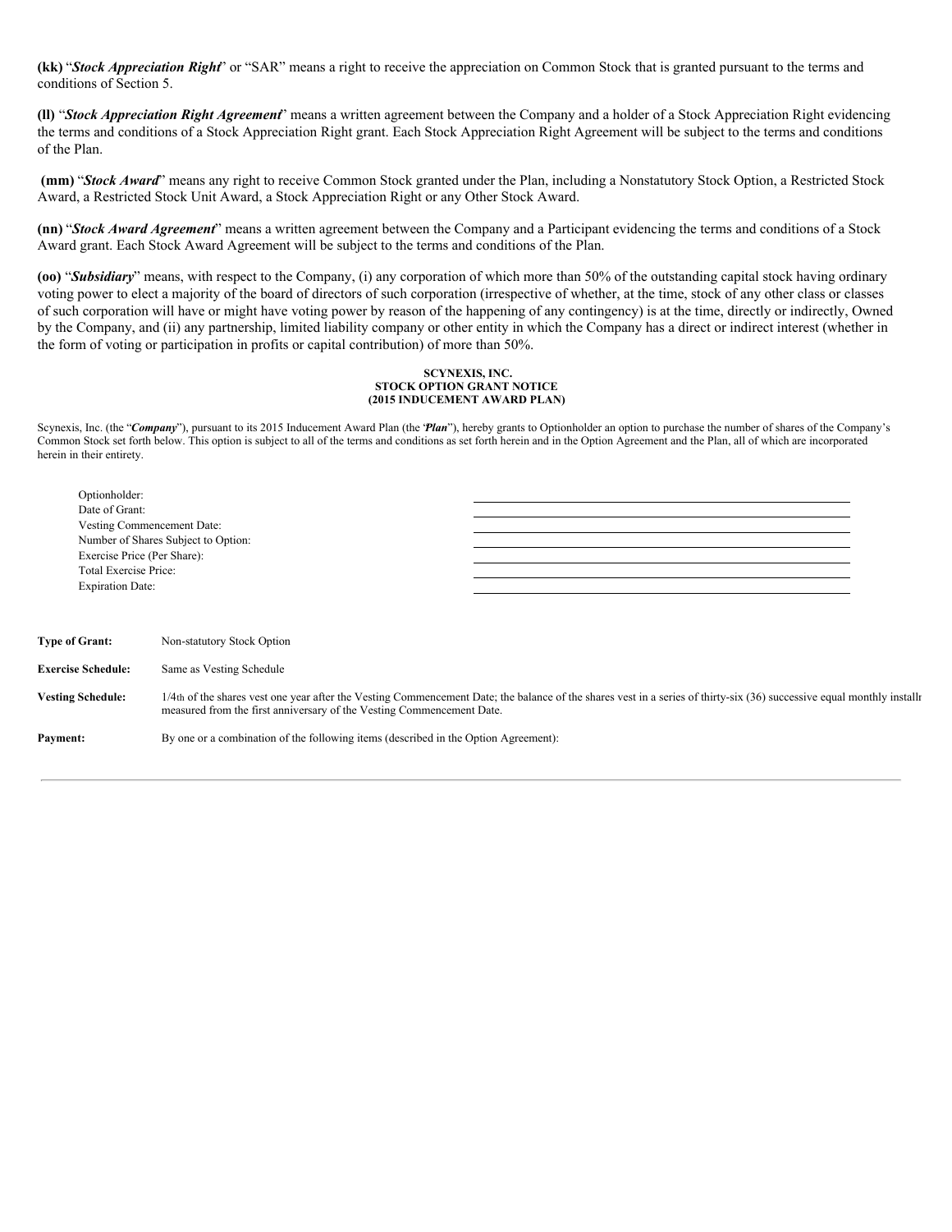**(kk)** "***Stock Appreciation Right***" or "SAR" means a right to receive the appreciation on Common Stock that is granted pursuant to the terms and conditions of Section 5.

**(ll)** "***Stock Appreciation Right Agreement***" means a written agreement between the Company and a holder of a Stock Appreciation Right evidencing the terms and conditions of a Stock Appreciation Right grant. Each Stock Appreciation Right Agreement will be subject to the terms and conditions of the Plan.

**(mm)** "***Stock Award***" means any right to receive Common Stock granted under the Plan, including a Nonstatutory Stock Option, a Restricted Stock Award, a Restricted Stock Unit Award, a Stock Appreciation Right or any Other Stock Award.

**(nn)** "***Stock Award Agreement***" means a written agreement between the Company and a Participant evidencing the terms and conditions of a Stock Award grant. Each Stock Award Agreement will be subject to the terms and conditions of the Plan.

**(oo)** "***Subsidiary***" means, with respect to the Company, (i) any corporation of which more than 50% of the outstanding capital stock having ordinary voting power to elect a majority of the board of directors of such corporation (irrespective of whether, at the time, stock of any other class or classes of such corporation will have or might have voting power by reason of the happening of any contingency) is at the time, directly or indirectly, Owned by the Company, and (ii) any partnership, limited liability company or other entity in which the Company has a direct or indirect interest (whether in the form of voting or participation in profits or capital contribution) of more than 50%.

**SCYNEXIS, INC.**
**STOCK OPTION GRANT NOTICE**
**(2015 INDUCEMENT AWARD PLAN)**

Scynexis, Inc. (the "***Company***"), pursuant to its 2015 Inducement Award Plan (the "***Plan***"), hereby grants to Optionholder an option to purchase the number of shares of the Company's Common Stock set forth below. This option is subject to all of the terms and conditions as set forth herein and in the Option Agreement and the Plan, all of which are incorporated herein in their entirety.

| | |
|---|---|
| Optionholder: | ______________________ |
| Date of Grant: | ______________________ |
| Vesting Commencement Date: | ______________________ |
| Number of Shares Subject to Option: | ______________________ |
| Exercise Price (Per Share): | ______________________ |
| Total Exercise Price: | ______________________ |
| Expiration Date: | ______________________ |

| | |
|---|---|
| **Type of Grant:** | Non-statutory Stock Option |
| **Exercise Schedule:** | Same as Vesting Schedule |
| **Vesting Schedule:** | 1/4th of the shares vest one year after the Vesting Commencement Date; the balance of the shares vest in a series of thirty-six (36) successive equal monthly installr measured from the first anniversary of the Vesting Commencement Date. |
| **Payment:** | By one or a combination of the following items (described in the Option Agreement): |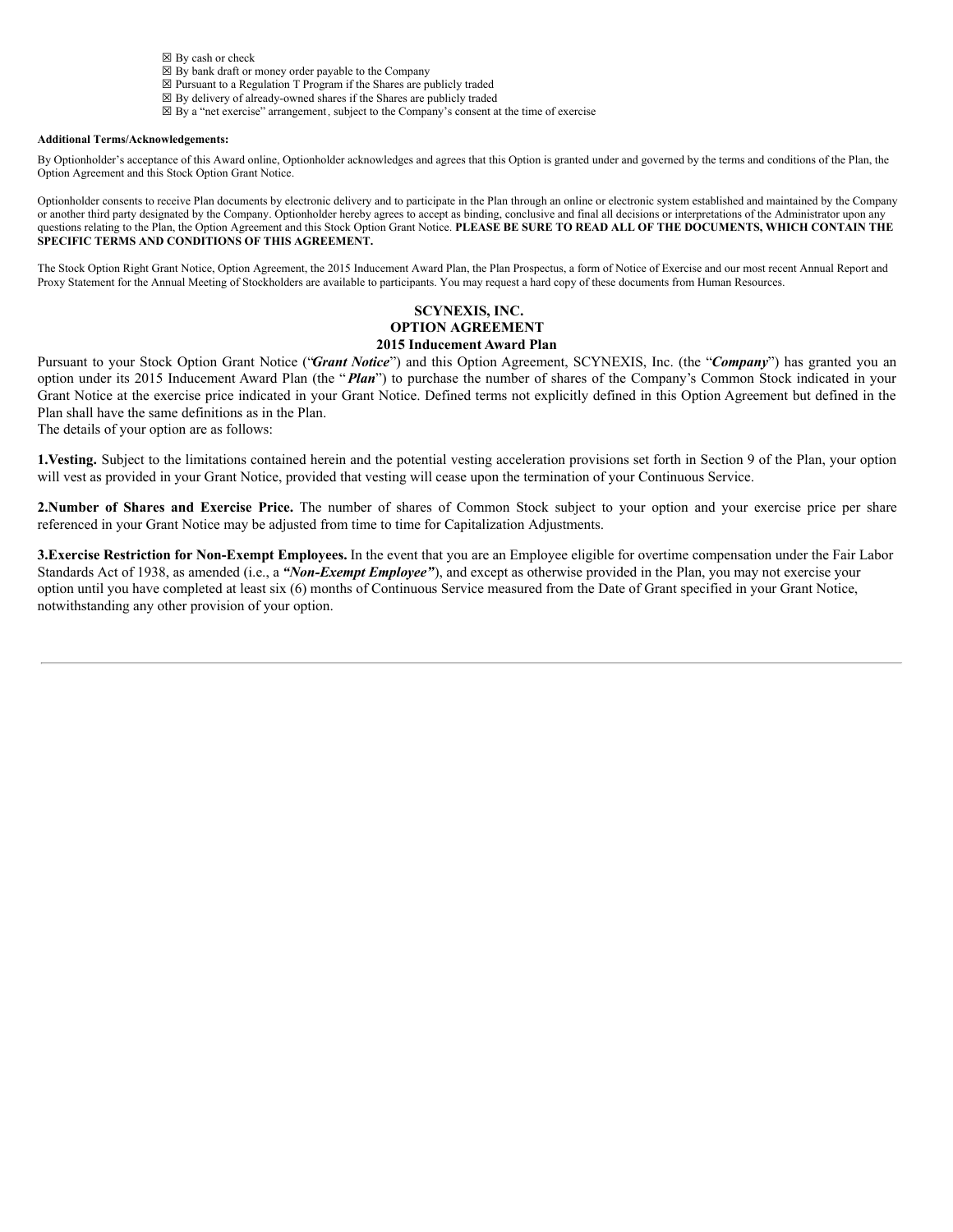☒ By cash or check
☒ By bank draft or money order payable to the Company
☒ Pursuant to a Regulation T Program if the Shares are publicly traded
☒ By delivery of already-owned shares if the Shares are publicly traded
☒ By a "net exercise" arrangement, subject to the Company's consent at the time of exercise

**Additional Terms/Acknowledgements:**

By Optionholder's acceptance of this Award online, Optionholder acknowledges and agrees that this Option is granted under and governed by the terms and conditions of the Plan, the Option Agreement and this Stock Option Grant Notice.

Optionholder consents to receive Plan documents by electronic delivery and to participate in the Plan through an online or electronic system established and maintained by the Company or another third party designated by the Company. Optionholder hereby agrees to accept as binding, conclusive and final all decisions or interpretations of the Administrator upon any questions relating to the Plan, the Option Agreement and this Stock Option Grant Notice. **PLEASE BE SURE TO READ ALL OF THE DOCUMENTS, WHICH CONTAIN THE SPECIFIC TERMS AND CONDITIONS OF THIS AGREEMENT.**

The Stock Option Right Grant Notice, Option Agreement, the 2015 Inducement Award Plan, the Plan Prospectus, a form of Notice of Exercise and our most recent Annual Report and Proxy Statement for the Annual Meeting of Stockholders are available to participants. You may request a hard copy of these documents from Human Resources.

# SCYNEXIS, INC.
# OPTION AGREEMENT
## 2015 Inducement Award Plan

Pursuant to your Stock Option Grant Notice ("***Grant Notice***") and this Option Agreement, SCYNEXIS, Inc. (the "***Company***") has granted you an option under its 2015 Inducement Award Plan (the "***Plan***") to purchase the number of shares of the Company's Common Stock indicated in your Grant Notice at the exercise price indicated in your Grant Notice. Defined terms not explicitly defined in this Option Agreement but defined in the Plan shall have the same definitions as in the Plan.

The details of your option are as follows:

**1.Vesting.** Subject to the limitations contained herein and the potential vesting acceleration provisions set forth in Section 9 of the Plan, your option will vest as provided in your Grant Notice, provided that vesting will cease upon the termination of your Continuous Service.

**2.Number of Shares and Exercise Price.** The number of shares of Common Stock subject to your option and your exercise price per share referenced in your Grant Notice may be adjusted from time to time for Capitalization Adjustments.

**3.Exercise Restriction for Non-Exempt Employees.** In the event that you are an Employee eligible for overtime compensation under the Fair Labor Standards Act of 1938, as amended (i.e., a ***"Non-Exempt Employee"***), and except as otherwise provided in the Plan, you may not exercise your option until you have completed at least six (6) months of Continuous Service measured from the Date of Grant specified in your Grant Notice, notwithstanding any other provision of your option.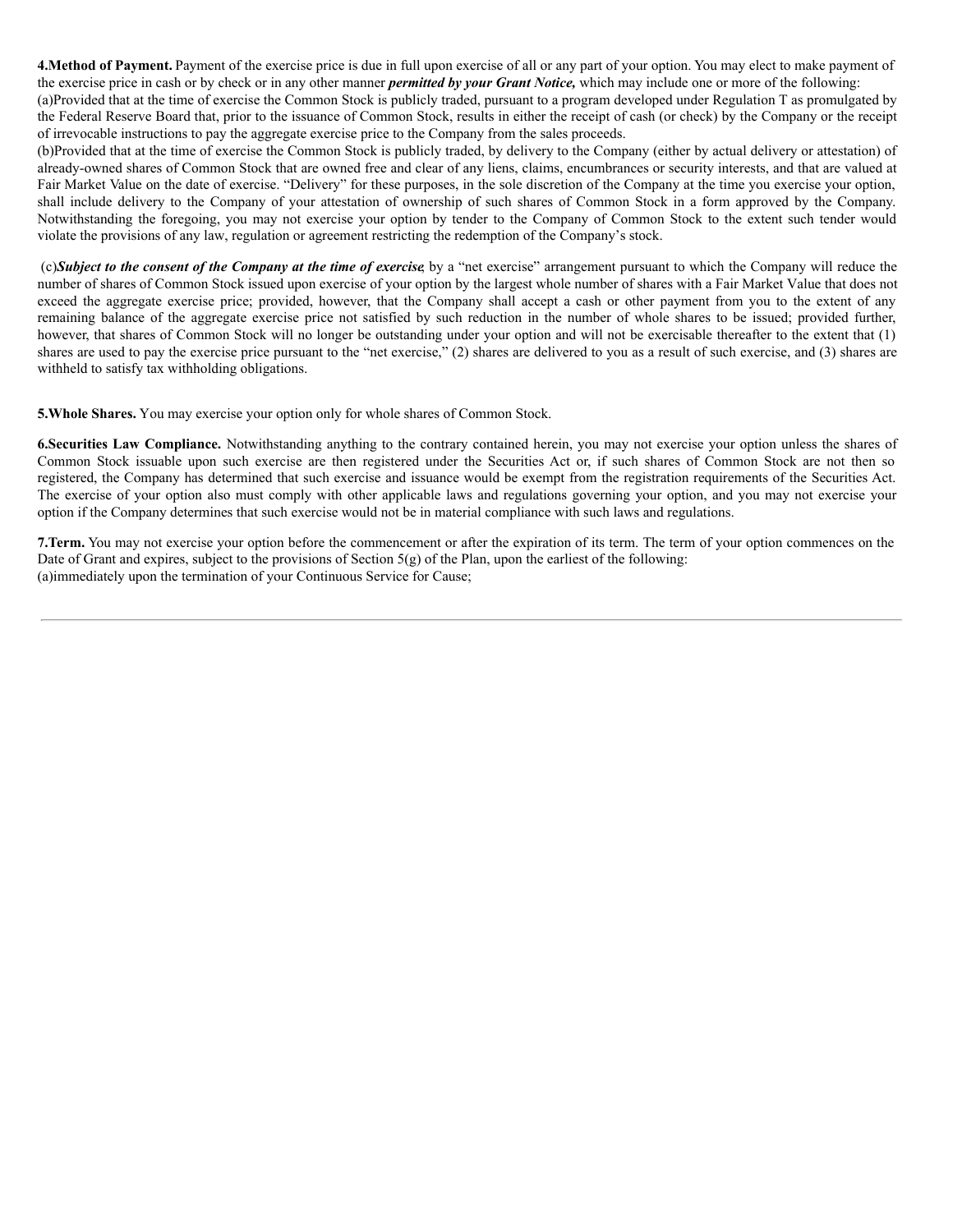**4.Method of Payment.** Payment of the exercise price is due in full upon exercise of all or any part of your option. You may elect to make payment of the exercise price in cash or by check or in any other manner ***permitted by your Grant Notice,*** which may include one or more of the following:

(a)Provided that at the time of exercise the Common Stock is publicly traded, pursuant to a program developed under Regulation T as promulgated by the Federal Reserve Board that, prior to the issuance of Common Stock, results in either the receipt of cash (or check) by the Company or the receipt of irrevocable instructions to pay the aggregate exercise price to the Company from the sales proceeds.

(b)Provided that at the time of exercise the Common Stock is publicly traded, by delivery to the Company (either by actual delivery or attestation) of already-owned shares of Common Stock that are owned free and clear of any liens, claims, encumbrances or security interests, and that are valued at Fair Market Value on the date of exercise. "Delivery" for these purposes, in the sole discretion of the Company at the time you exercise your option, shall include delivery to the Company of your attestation of ownership of such shares of Common Stock in a form approved by the Company. Notwithstanding the foregoing, you may not exercise your option by tender to the Company of Common Stock to the extent such tender would violate the provisions of any law, regulation or agreement restricting the redemption of the Company's stock.

(c)***Subject to the consent of the Company at the time of exercise***, by a "net exercise" arrangement pursuant to which the Company will reduce the number of shares of Common Stock issued upon exercise of your option by the largest whole number of shares with a Fair Market Value that does not exceed the aggregate exercise price; provided, however, that the Company shall accept a cash or other payment from you to the extent of any remaining balance of the aggregate exercise price not satisfied by such reduction in the number of whole shares to be issued; provided further, however, that shares of Common Stock will no longer be outstanding under your option and will not be exercisable thereafter to the extent that (1) shares are used to pay the exercise price pursuant to the "net exercise," (2) shares are delivered to you as a result of such exercise, and (3) shares are withheld to satisfy tax withholding obligations.

**5.Whole Shares.** You may exercise your option only for whole shares of Common Stock.

**6.Securities Law Compliance.** Notwithstanding anything to the contrary contained herein, you may not exercise your option unless the shares of Common Stock issuable upon such exercise are then registered under the Securities Act or, if such shares of Common Stock are not then so registered, the Company has determined that such exercise and issuance would be exempt from the registration requirements of the Securities Act. The exercise of your option also must comply with other applicable laws and regulations governing your option, and you may not exercise your option if the Company determines that such exercise would not be in material compliance with such laws and regulations.

**7.Term.** You may not exercise your option before the commencement or after the expiration of its term. The term of your option commences on the Date of Grant and expires, subject to the provisions of Section 5(g) of the Plan, upon the earliest of the following:

(a)immediately upon the termination of your Continuous Service for Cause;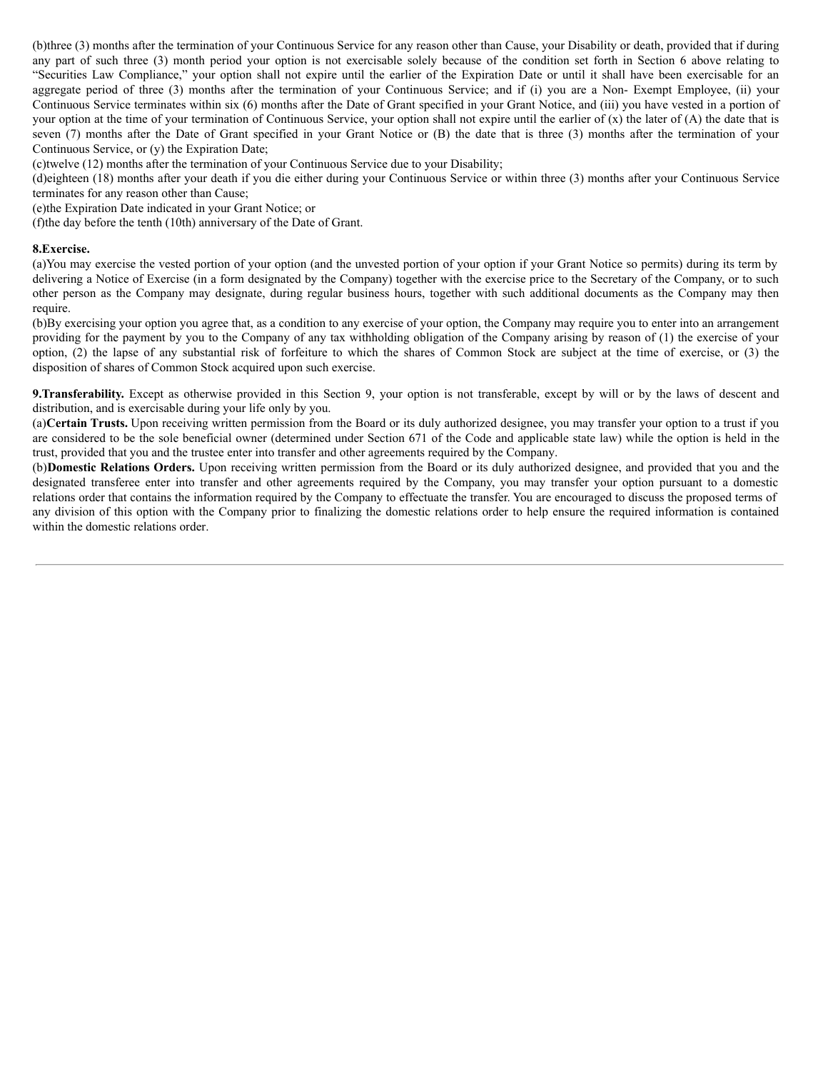(b)three (3) months after the termination of your Continuous Service for any reason other than Cause, your Disability or death, provided that if during any part of such three (3) month period your option is not exercisable solely because of the condition set forth in Section 6 above relating to "Securities Law Compliance," your option shall not expire until the earlier of the Expiration Date or until it shall have been exercisable for an aggregate period of three (3) months after the termination of your Continuous Service; and if (i) you are a Non- Exempt Employee, (ii) your Continuous Service terminates within six (6) months after the Date of Grant specified in your Grant Notice, and (iii) you have vested in a portion of your option at the time of your termination of Continuous Service, your option shall not expire until the earlier of (x) the later of (A) the date that is seven (7) months after the Date of Grant specified in your Grant Notice or (B) the date that is three (3) months after the termination of your Continuous Service, or (y) the Expiration Date;

(c)twelve (12) months after the termination of your Continuous Service due to your Disability;

(d)eighteen (18) months after your death if you die either during your Continuous Service or within three (3) months after your Continuous Service terminates for any reason other than Cause;

(e)the Expiration Date indicated in your Grant Notice; or

(f)the day before the tenth (10th) anniversary of the Date of Grant.

**8.Exercise.**

(a)You may exercise the vested portion of your option (and the unvested portion of your option if your Grant Notice so permits) during its term by delivering a Notice of Exercise (in a form designated by the Company) together with the exercise price to the Secretary of the Company, or to such other person as the Company may designate, during regular business hours, together with such additional documents as the Company may then require.

(b)By exercising your option you agree that, as a condition to any exercise of your option, the Company may require you to enter into an arrangement providing for the payment by you to the Company of any tax withholding obligation of the Company arising by reason of (1) the exercise of your option, (2) the lapse of any substantial risk of forfeiture to which the shares of Common Stock are subject at the time of exercise, or (3) the disposition of shares of Common Stock acquired upon such exercise.

**9.Transferability.** Except as otherwise provided in this Section 9, your option is not transferable, except by will or by the laws of descent and distribution, and is exercisable during your life only by you.

(a)**Certain Trusts.** Upon receiving written permission from the Board or its duly authorized designee, you may transfer your option to a trust if you are considered to be the sole beneficial owner (determined under Section 671 of the Code and applicable state law) while the option is held in the trust, provided that you and the trustee enter into transfer and other agreements required by the Company.

(b)**Domestic Relations Orders.** Upon receiving written permission from the Board or its duly authorized designee, and provided that you and the designated transferee enter into transfer and other agreements required by the Company, you may transfer your option pursuant to a domestic relations order that contains the information required by the Company to effectuate the transfer. You are encouraged to discuss the proposed terms of any division of this option with the Company prior to finalizing the domestic relations order to help ensure the required information is contained within the domestic relations order.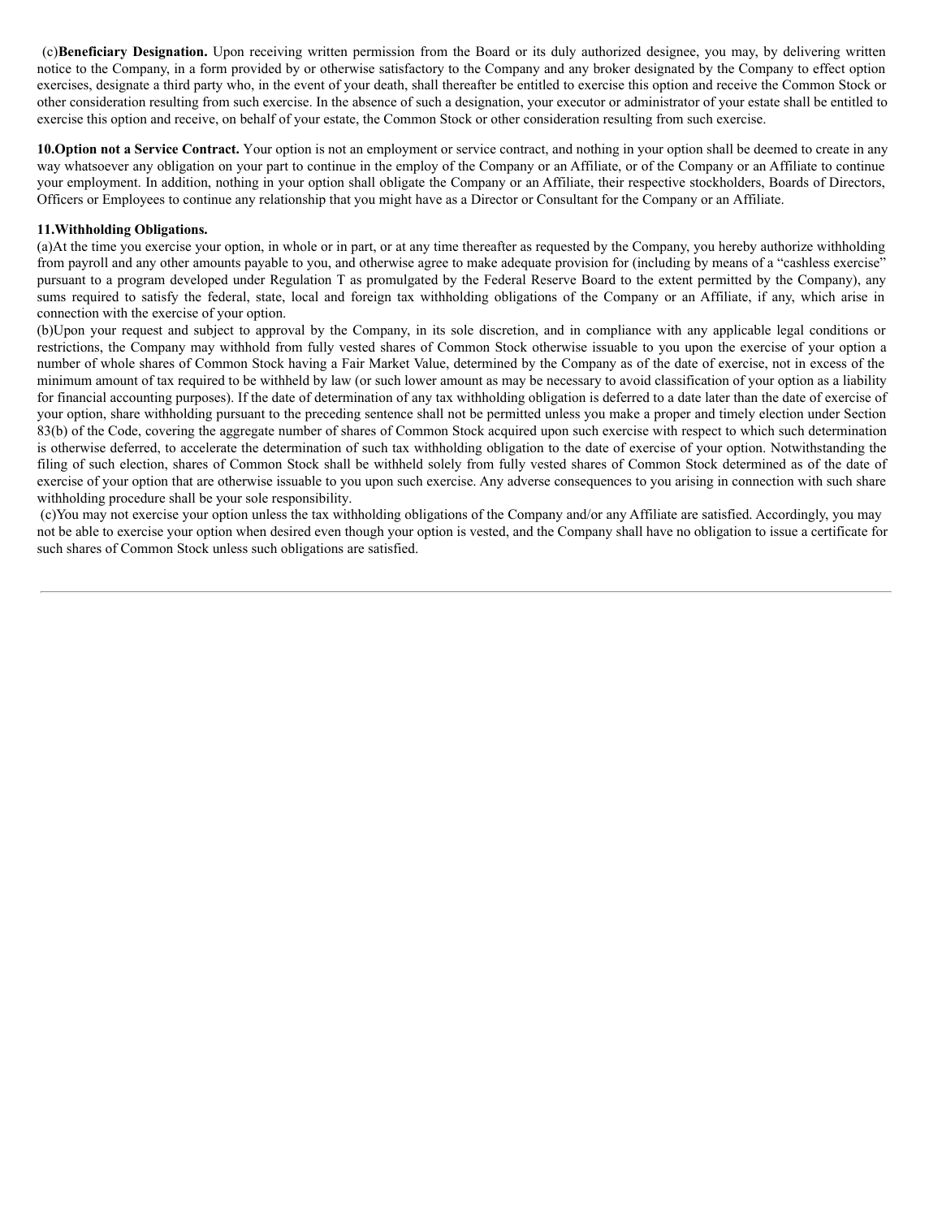(c) **Beneficiary Designation.** Upon receiving written permission from the Board or its duly authorized designee, you may, by delivering written notice to the Company, in a form provided by or otherwise satisfactory to the Company and any broker designated by the Company to effect option exercises, designate a third party who, in the event of your death, shall thereafter be entitled to exercise this option and receive the Common Stock or other consideration resulting from such exercise. In the absence of such a designation, your executor or administrator of your estate shall be entitled to exercise this option and receive, on behalf of your estate, the Common Stock or other consideration resulting from such exercise.

**10. Option not a Service Contract.** Your option is not an employment or service contract, and nothing in your option shall be deemed to create in any way whatsoever any obligation on your part to continue in the employ of the Company or an Affiliate, or of the Company or an Affiliate to continue your employment. In addition, nothing in your option shall obligate the Company or an Affiliate, their respective stockholders, Boards of Directors, Officers or Employees to continue any relationship that you might have as a Director or Consultant for the Company or an Affiliate.

**11. Withholding Obligations.**

(a) At the time you exercise your option, in whole or in part, or at any time thereafter as requested by the Company, you hereby authorize withholding from payroll and any other amounts payable to you, and otherwise agree to make adequate provision for (including by means of a "cashless exercise" pursuant to a program developed under Regulation T as promulgated by the Federal Reserve Board to the extent permitted by the Company), any sums required to satisfy the federal, state, local and foreign tax withholding obligations of the Company or an Affiliate, if any, which arise in connection with the exercise of your option.

(b) Upon your request and subject to approval by the Company, in its sole discretion, and in compliance with any applicable legal conditions or restrictions, the Company may withhold from fully vested shares of Common Stock otherwise issuable to you upon the exercise of your option a number of whole shares of Common Stock having a Fair Market Value, determined by the Company as of the date of exercise, not in excess of the minimum amount of tax required to be withheld by law (or such lower amount as may be necessary to avoid classification of your option as a liability for financial accounting purposes). If the date of determination of any tax withholding obligation is deferred to a date later than the date of exercise of your option, share withholding pursuant to the preceding sentence shall not be permitted unless you make a proper and timely election under Section 83(b) of the Code, covering the aggregate number of shares of Common Stock acquired upon such exercise with respect to which such determination is otherwise deferred, to accelerate the determination of such tax withholding obligation to the date of exercise of your option. Notwithstanding the filing of such election, shares of Common Stock shall be withheld solely from fully vested shares of Common Stock determined as of the date of exercise of your option that are otherwise issuable to you upon such exercise. Any adverse consequences to you arising in connection with such share withholding procedure shall be your sole responsibility.

(c) You may not exercise your option unless the tax withholding obligations of the Company and/or any Affiliate are satisfied. Accordingly, you may not be able to exercise your option when desired even though your option is vested, and the Company shall have no obligation to issue a certificate for such shares of Common Stock unless such obligations are satisfied.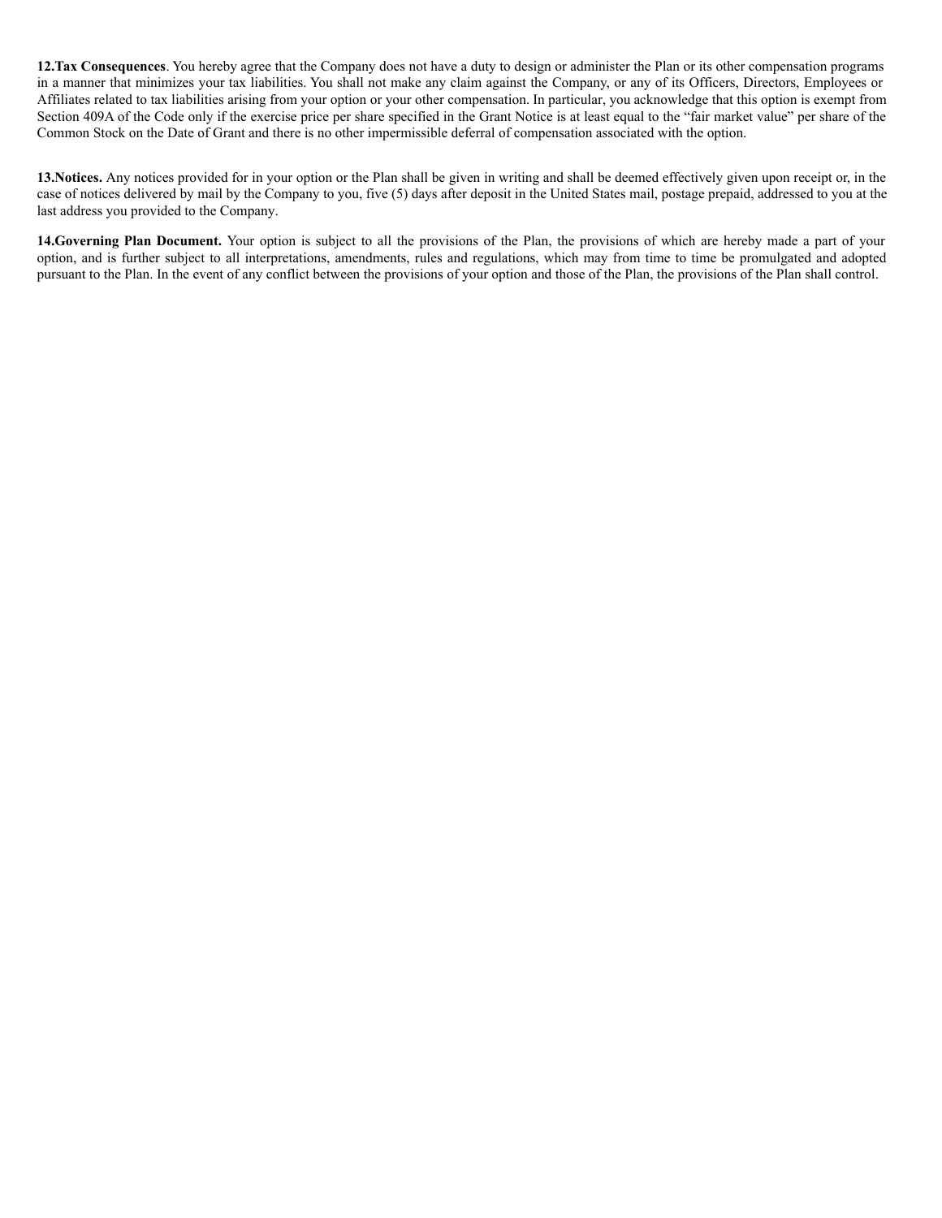**12.Tax Consequences**. You hereby agree that the Company does not have a duty to design or administer the Plan or its other compensation programs in a manner that minimizes your tax liabilities. You shall not make any claim against the Company, or any of its Officers, Directors, Employees or Affiliates related to tax liabilities arising from your option or your other compensation. In particular, you acknowledge that this option is exempt from Section 409A of the Code only if the exercise price per share specified in the Grant Notice is at least equal to the "fair market value" per share of the Common Stock on the Date of Grant and there is no other impermissible deferral of compensation associated with the option.

**13.Notices.** Any notices provided for in your option or the Plan shall be given in writing and shall be deemed effectively given upon receipt or, in the case of notices delivered by mail by the Company to you, five (5) days after deposit in the United States mail, postage prepaid, addressed to you at the last address you provided to the Company.

**14.Governing Plan Document.** Your option is subject to all the provisions of the Plan, the provisions of which are hereby made a part of your option, and is further subject to all interpretations, amendments, rules and regulations, which may from time to time be promulgated and adopted pursuant to the Plan. In the event of any conflict between the provisions of your option and those of the Plan, the provisions of the Plan shall control.